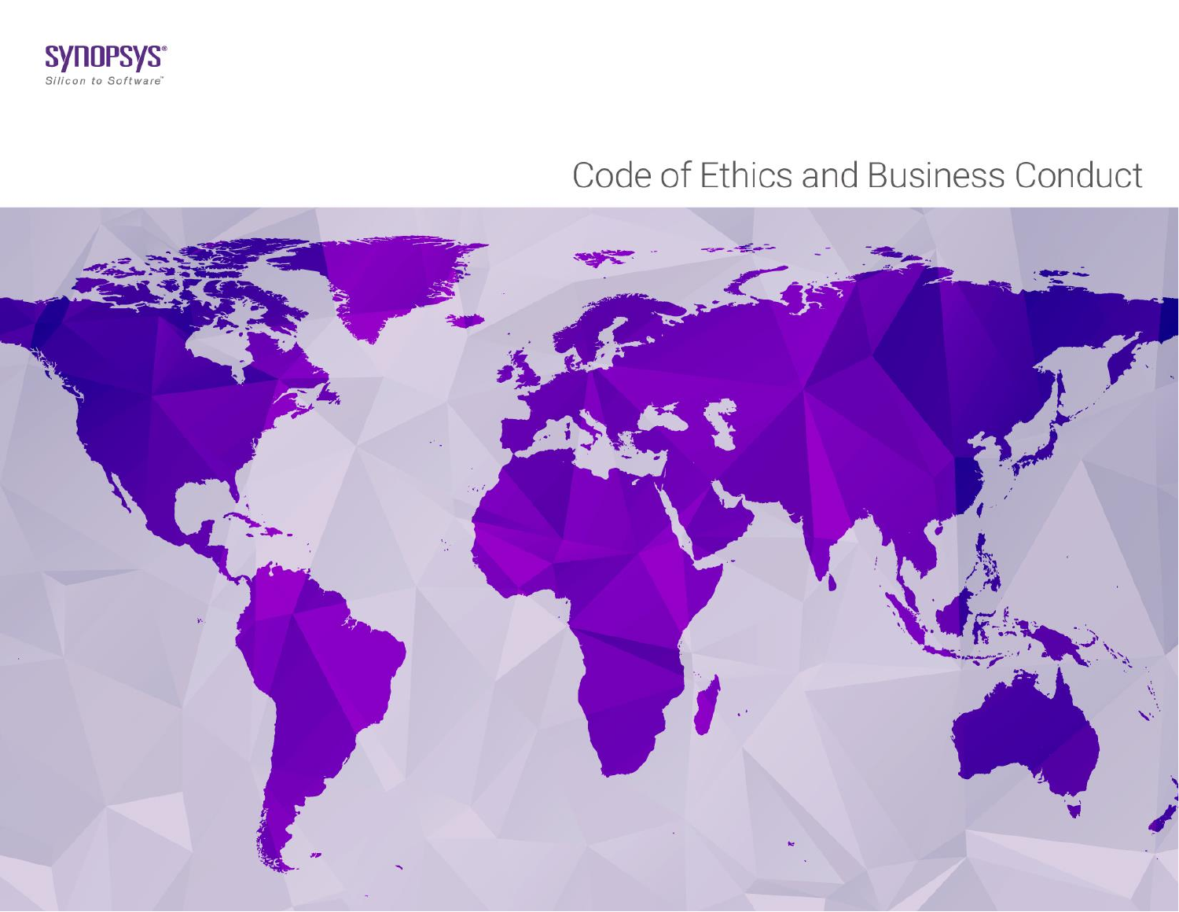SYNOPSYS®

Silicon to Software™

# Code of Ethics and Business Conduct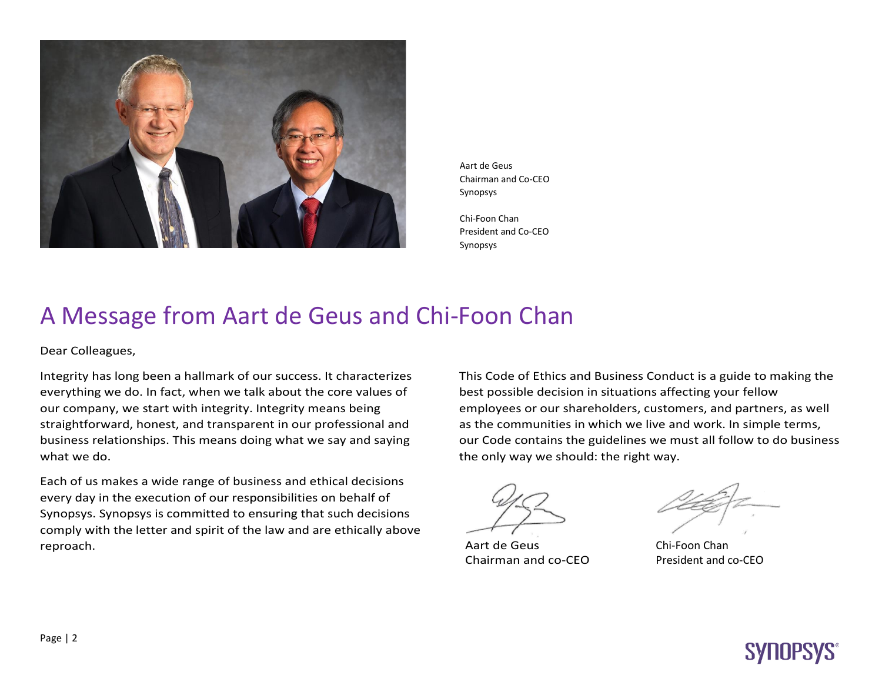Aart de Geus
Chairman and Co-CEO
Synopsys

Chi-Foon Chan
President and Co-CEO
Synopsys

# A Message from Aart de Geus and Chi-Foon Chan

Dear Colleagues,

Integrity has long been a hallmark of our success. It characterizes everything we do. In fact, when we talk about the core values of our company, we start with integrity. Integrity means being straightforward, honest, and transparent in our professional and business relationships. This means doing what we say and saying what we do.

Each of us makes a wide range of business and ethical decisions every day in the execution of our responsibilities on behalf of Synopsys. Synopsys is committed to ensuring that such decisions comply with the letter and spirit of the law and are ethically above reproach.

This Code of Ethics and Business Conduct is a guide to making the best possible decision in situations affecting your fellow employees or our shareholders, customers, and partners, as well as the communities in which we live and work. In simple terms, our Code contains the guidelines we must all follow to do business the only way we should: the right way.

Aart de Geus
Chairman and co-CEO

Chi-Foon Chan
President and co-CEO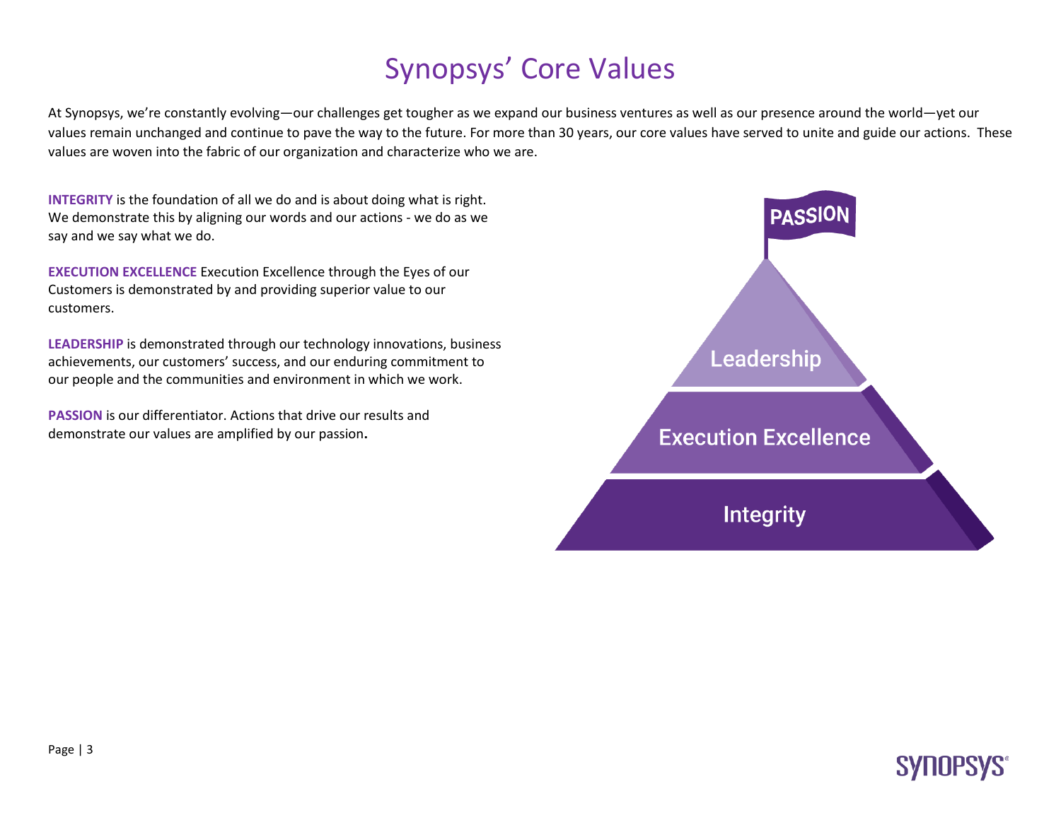# Synopsys' Core Values

At Synopsys, we're constantly evolving—our challenges get tougher as we expand our business ventures as well as our presence around the world—yet our values remain unchanged and continue to pave the way to the future. For more than 30 years, our core values have served to unite and guide our actions. These values are woven into the fabric of our organization and characterize who we are.

**INTEGRITY** is the foundation of all we do and is about doing what is right. We demonstrate this by aligning our words and our actions - we do as we say and we say what we do.

**EXECUTION EXCELLENCE** Execution Excellence through the Eyes of our Customers is demonstrated by and providing superior value to our customers.

**LEADERSHIP** is demonstrated through our technology innovations, business achievements, our customers' success, and our enduring commitment to our people and the communities and environment in which we work.

**PASSION** is our differentiator. Actions that drive our results and demonstrate our values are amplified by our passion**.**

PASSION

Leadership

Execution Excellence

Integrity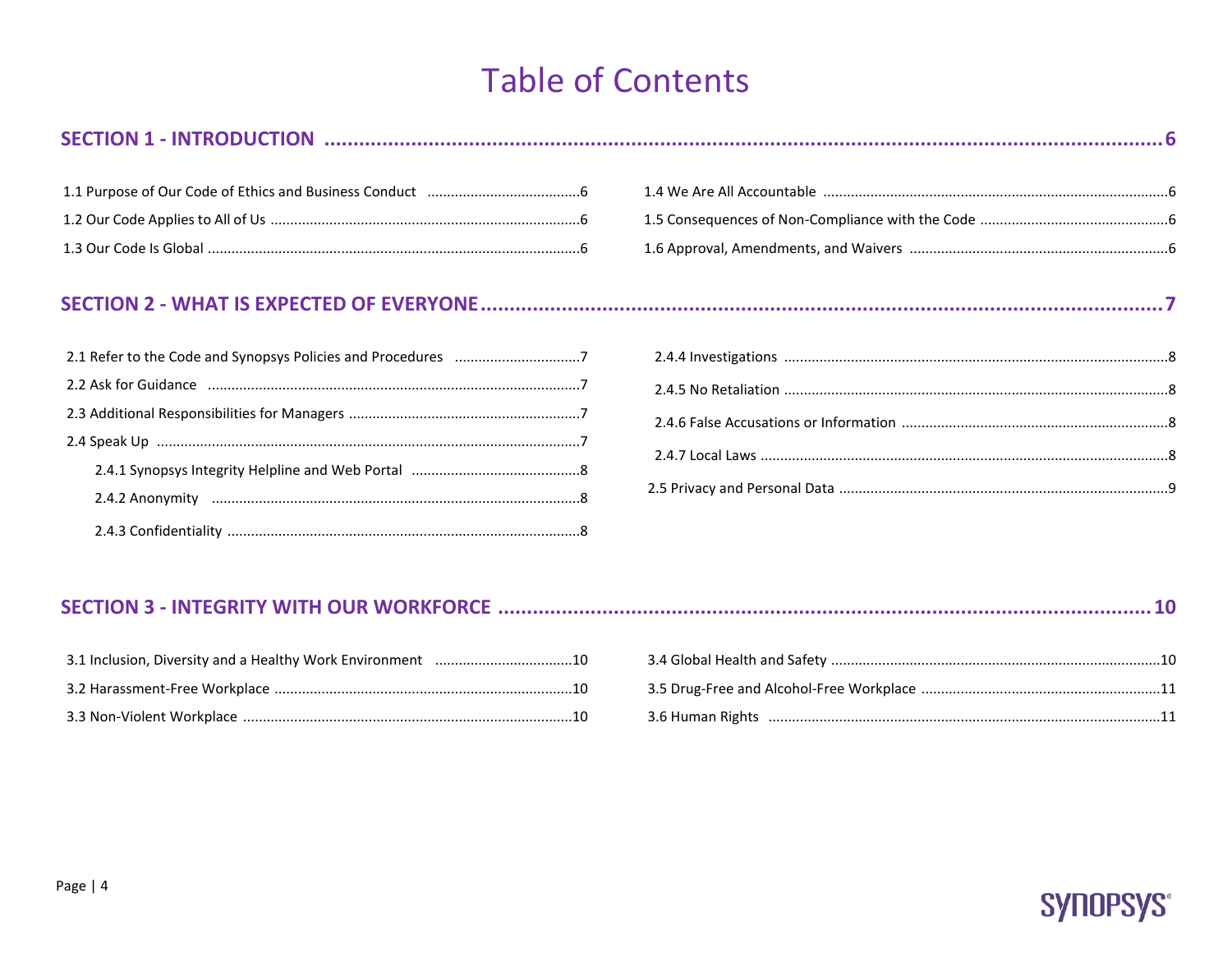# Table of Contents

**SECTION 1 - INTRODUCTION ..... 6**

- 1.1 Purpose of Our Code of Ethics and Business Conduct ..... 6
- 1.2 Our Code Applies to All of Us ..... 6
- 1.3 Our Code Is Global ..... 6
- 1.4 We Are All Accountable ..... 6
- 1.5 Consequences of Non-Compliance with the Code ..... 6
- 1.6 Approval, Amendments, and Waivers ..... 6

**SECTION 2 - WHAT IS EXPECTED OF EVERYONE ..... 7**

- 2.1 Refer to the Code and Synopsys Policies and Procedures ..... 7
- 2.2 Ask for Guidance ..... 7
- 2.3 Additional Responsibilities for Managers ..... 7
- 2.4 Speak Up ..... 7
  - 2.4.1 Synopsys Integrity Helpline and Web Portal ..... 8
  - 2.4.2 Anonymity ..... 8
  - 2.4.3 Confidentiality ..... 8
  - 2.4.4 Investigations ..... 8
  - 2.4.5 No Retaliation ..... 8
  - 2.4.6 False Accusations or Information ..... 8
  - 2.4.7 Local Laws ..... 8
- 2.5 Privacy and Personal Data ..... 9

**SECTION 3 - INTEGRITY WITH OUR WORKFORCE ..... 10**

- 3.1 Inclusion, Diversity and a Healthy Work Environment ..... 10
- 3.2 Harassment-Free Workplace ..... 10
- 3.3 Non-Violent Workplace ..... 10
- 3.4 Global Health and Safety ..... 10
- 3.5 Drug-Free and Alcohol-Free Workplace ..... 11
- 3.6 Human Rights ..... 11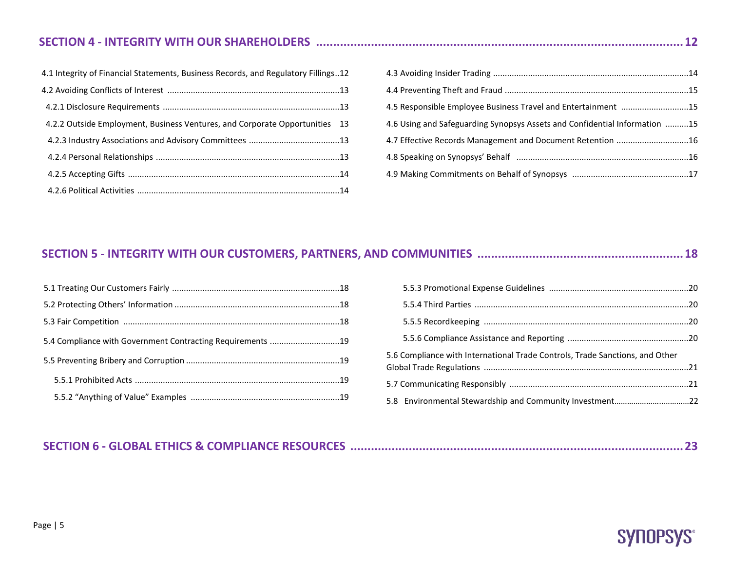## SECTION 4 - INTEGRITY WITH OUR SHAREHOLDERS .......... 12

- 4.1 Integrity of Financial Statements, Business Records, and Regulatory Fillings..12
- 4.2 Avoiding Conflicts of Interest .......... 13
  - 4.2.1 Disclosure Requirements .......... 13
  - 4.2.2 Outside Employment, Business Ventures, and Corporate Opportunities 13
  - 4.2.3 Industry Associations and Advisory Committees .......... 13
  - 4.2.4 Personal Relationships .......... 13
  - 4.2.5 Accepting Gifts .......... 14
  - 4.2.6 Political Activities .......... 14
- 4.3 Avoiding Insider Trading .......... 14
- 4.4 Preventing Theft and Fraud .......... 15
- 4.5 Responsible Employee Business Travel and Entertainment .......... 15
- 4.6 Using and Safeguarding Synopsys Assets and Confidential Information .......... 15
- 4.7 Effective Records Management and Document Retention .......... 16
- 4.8 Speaking on Synopsys' Behalf .......... 16
- 4.9 Making Commitments on Behalf of Synopsys .......... 17

## SECTION 5 - INTEGRITY WITH OUR CUSTOMERS, PARTNERS, AND COMMUNITIES .......... 18

- 5.1 Treating Our Customers Fairly .......... 18
- 5.2 Protecting Others' Information .......... 18
- 5.3 Fair Competition .......... 18
- 5.4 Compliance with Government Contracting Requirements .......... 19
- 5.5 Preventing Bribery and Corruption .......... 19
  - 5.5.1 Prohibited Acts .......... 19
  - 5.5.2 "Anything of Value" Examples .......... 19
  - 5.5.3 Promotional Expense Guidelines .......... 20
  - 5.5.4 Third Parties .......... 20
  - 5.5.5 Recordkeeping .......... 20
  - 5.5.6 Compliance Assistance and Reporting .......... 20
- 5.6 Compliance with International Trade Controls, Trade Sanctions, and Other Global Trade Regulations .......... 21
- 5.7 Communicating Responsibly .......... 21
- 5.8 Environmental Stewardship and Community Investment .......... 22

## SECTION 6 - GLOBAL ETHICS & COMPLIANCE RESOURCES .......... 23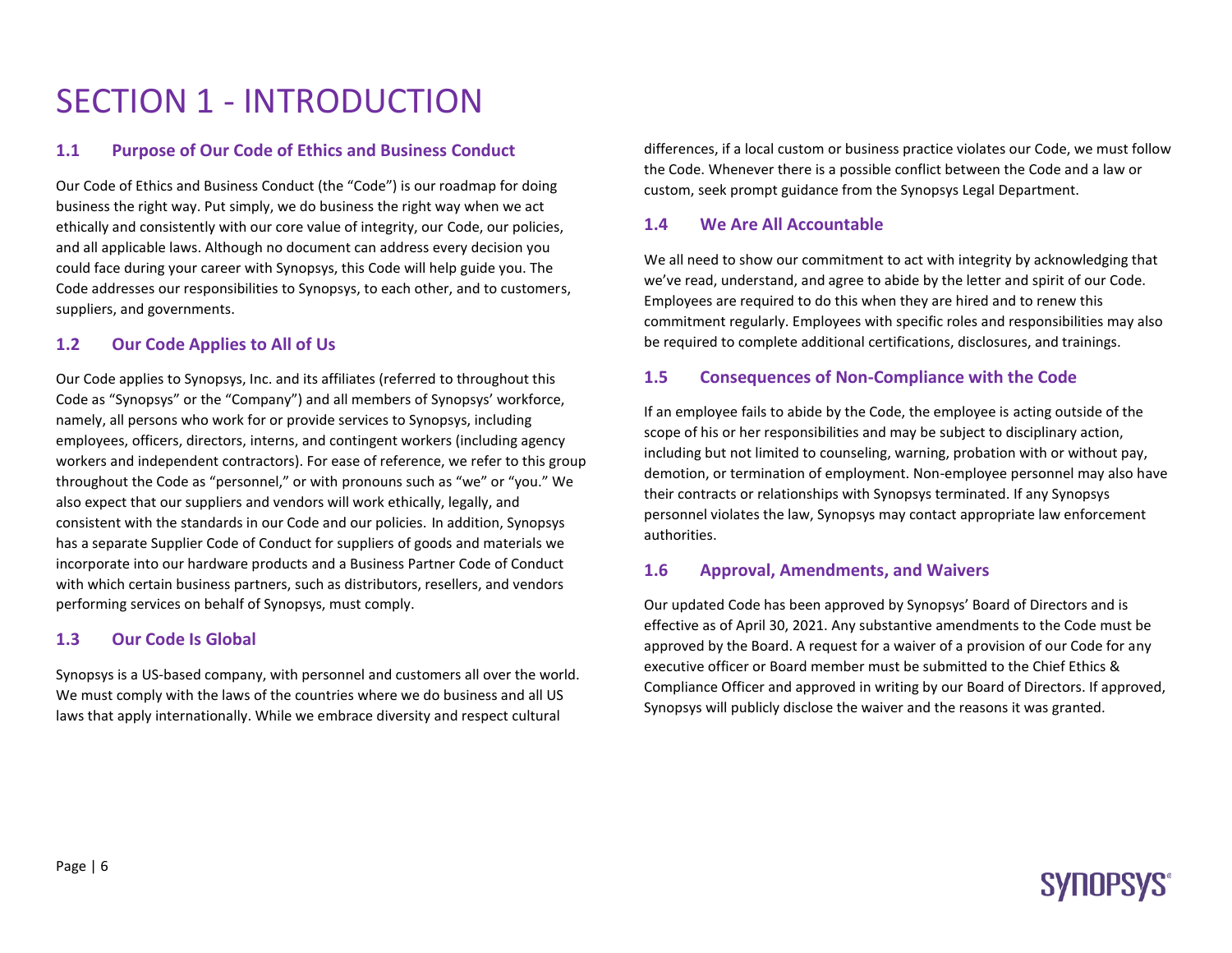# SECTION 1 - INTRODUCTION

## 1.1 Purpose of Our Code of Ethics and Business Conduct

Our Code of Ethics and Business Conduct (the "Code") is our roadmap for doing business the right way. Put simply, we do business the right way when we act ethically and consistently with our core value of integrity, our Code, our policies, and all applicable laws. Although no document can address every decision you could face during your career with Synopsys, this Code will help guide you. The Code addresses our responsibilities to Synopsys, to each other, and to customers, suppliers, and governments.

## 1.2 Our Code Applies to All of Us

Our Code applies to Synopsys, Inc. and its affiliates (referred to throughout this Code as "Synopsys" or the "Company") and all members of Synopsys' workforce, namely, all persons who work for or provide services to Synopsys, including employees, officers, directors, interns, and contingent workers (including agency workers and independent contractors). For ease of reference, we refer to this group throughout the Code as "personnel," or with pronouns such as "we" or "you." We also expect that our suppliers and vendors will work ethically, legally, and consistent with the standards in our Code and our policies. In addition, Synopsys has a separate Supplier Code of Conduct for suppliers of goods and materials we incorporate into our hardware products and a Business Partner Code of Conduct with which certain business partners, such as distributors, resellers, and vendors performing services on behalf of Synopsys, must comply.

## 1.3 Our Code Is Global

Synopsys is a US-based company, with personnel and customers all over the world. We must comply with the laws of the countries where we do business and all US laws that apply internationally. While we embrace diversity and respect cultural differences, if a local custom or business practice violates our Code, we must follow the Code. Whenever there is a possible conflict between the Code and a law or custom, seek prompt guidance from the Synopsys Legal Department.

## 1.4 We Are All Accountable

We all need to show our commitment to act with integrity by acknowledging that we've read, understand, and agree to abide by the letter and spirit of our Code. Employees are required to do this when they are hired and to renew this commitment regularly. Employees with specific roles and responsibilities may also be required to complete additional certifications, disclosures, and trainings.

## 1.5 Consequences of Non-Compliance with the Code

If an employee fails to abide by the Code, the employee is acting outside of the scope of his or her responsibilities and may be subject to disciplinary action, including but not limited to counseling, warning, probation with or without pay, demotion, or termination of employment. Non-employee personnel may also have their contracts or relationships with Synopsys terminated. If any Synopsys personnel violates the law, Synopsys may contact appropriate law enforcement authorities.

## 1.6 Approval, Amendments, and Waivers

Our updated Code has been approved by Synopsys' Board of Directors and is effective as of April 30, 2021. Any substantive amendments to the Code must be approved by the Board. A request for a waiver of a provision of our Code for any executive officer or Board member must be submitted to the Chief Ethics & Compliance Officer and approved in writing by our Board of Directors. If approved, Synopsys will publicly disclose the waiver and the reasons it was granted.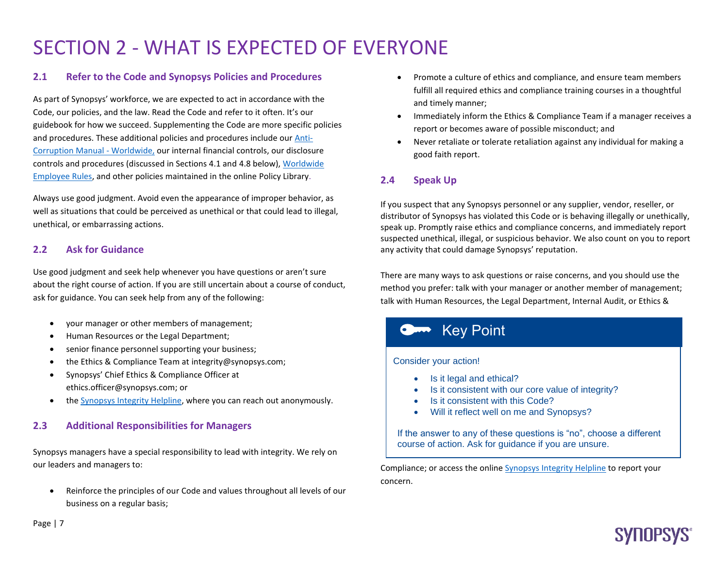# SECTION 2 - WHAT IS EXPECTED OF EVERYONE

## 2.1 Refer to the Code and Synopsys Policies and Procedures

As part of Synopsys' workforce, we are expected to act in accordance with the Code, our policies, and the law. Read the Code and refer to it often. It's our guidebook for how we succeed. Supplementing the Code are more specific policies and procedures. These additional policies and procedures include our Anti-Corruption Manual - Worldwide, our internal financial controls, our disclosure controls and procedures (discussed in Sections 4.1 and 4.8 below), Worldwide Employee Rules, and other policies maintained in the online Policy Library.

Always use good judgment. Avoid even the appearance of improper behavior, as well as situations that could be perceived as unethical or that could lead to illegal, unethical, or embarrassing actions.

## 2.2 Ask for Guidance

Use good judgment and seek help whenever you have questions or aren't sure about the right course of action. If you are still uncertain about a course of conduct, ask for guidance. You can seek help from any of the following:

- your manager or other members of management;
- Human Resources or the Legal Department;
- senior finance personnel supporting your business;
- the Ethics & Compliance Team at integrity@synopsys.com;
- Synopsys' Chief Ethics & Compliance Officer at ethics.officer@synopsys.com; or
- the Synopsys Integrity Helpline, where you can reach out anonymously.

## 2.3 Additional Responsibilities for Managers

Synopsys managers have a special responsibility to lead with integrity. We rely on our leaders and managers to:

- Reinforce the principles of our Code and values throughout all levels of our business on a regular basis;
- Promote a culture of ethics and compliance, and ensure team members fulfill all required ethics and compliance training courses in a thoughtful and timely manner;
- Immediately inform the Ethics & Compliance Team if a manager receives a report or becomes aware of possible misconduct; and
- Never retaliate or tolerate retaliation against any individual for making a good faith report.

## 2.4 Speak Up

If you suspect that any Synopsys personnel or any supplier, vendor, reseller, or distributor of Synopsys has violated this Code or is behaving illegally or unethically, speak up. Promptly raise ethics and compliance concerns, and immediately report suspected unethical, illegal, or suspicious behavior. We also count on you to report any activity that could damage Synopsys' reputation.

There are many ways to ask questions or raise concerns, and you should use the method you prefer: talk with your manager or another member of management; talk with Human Resources, the Legal Department, Internal Audit, or Ethics & Compliance; or access the online Synopsys Integrity Helpline to report your concern.

> **Key Point**
>
> Consider your action!
>
> - Is it legal and ethical?
> - Is it consistent with our core value of integrity?
> - Is it consistent with this Code?
> - Will it reflect well on me and Synopsys?
>
> If the answer to any of these questions is "no", choose a different course of action. Ask for guidance if you are unsure.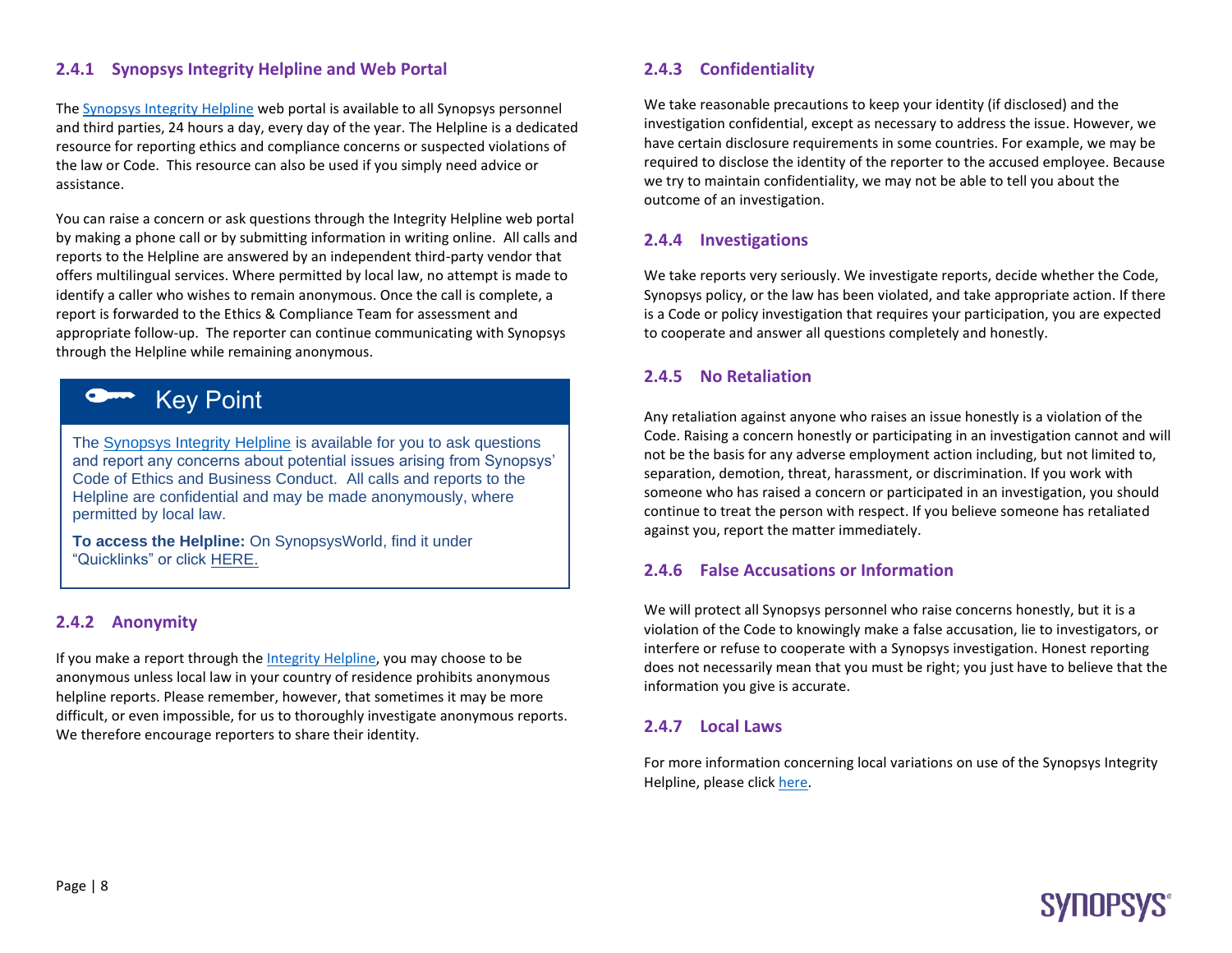### 2.4.1 Synopsys Integrity Helpline and Web Portal

The Synopsys Integrity Helpline web portal is available to all Synopsys personnel and third parties, 24 hours a day, every day of the year. The Helpline is a dedicated resource for reporting ethics and compliance concerns or suspected violations of the law or Code. This resource can also be used if you simply need advice or assistance.

You can raise a concern or ask questions through the Integrity Helpline web portal by making a phone call or by submitting information in writing online. All calls and reports to the Helpline are answered by an independent third-party vendor that offers multilingual services. Where permitted by local law, no attempt is made to identify a caller who wishes to remain anonymous. Once the call is complete, a report is forwarded to the Ethics & Compliance Team for assessment and appropriate follow-up. The reporter can continue communicating with Synopsys through the Helpline while remaining anonymous.

> **Key Point**
>
> The Synopsys Integrity Helpline is available for you to ask questions and report any concerns about potential issues arising from Synopsys' Code of Ethics and Business Conduct. All calls and reports to the Helpline are confidential and may be made anonymously, where permitted by local law.
>
> **To access the Helpline:** On SynopsysWorld, find it under "Quicklinks" or click HERE.

### 2.4.2 Anonymity

If you make a report through the Integrity Helpline, you may choose to be anonymous unless local law in your country of residence prohibits anonymous helpline reports. Please remember, however, that sometimes it may be more difficult, or even impossible, for us to thoroughly investigate anonymous reports. We therefore encourage reporters to share their identity.

### 2.4.3 Confidentiality

We take reasonable precautions to keep your identity (if disclosed) and the investigation confidential, except as necessary to address the issue. However, we have certain disclosure requirements in some countries. For example, we may be required to disclose the identity of the reporter to the accused employee. Because we try to maintain confidentiality, we may not be able to tell you about the outcome of an investigation.

### 2.4.4 Investigations

We take reports very seriously. We investigate reports, decide whether the Code, Synopsys policy, or the law has been violated, and take appropriate action. If there is a Code or policy investigation that requires your participation, you are expected to cooperate and answer all questions completely and honestly.

### 2.4.5 No Retaliation

Any retaliation against anyone who raises an issue honestly is a violation of the Code. Raising a concern honestly or participating in an investigation cannot and will not be the basis for any adverse employment action including, but not limited to, separation, demotion, threat, harassment, or discrimination. If you work with someone who has raised a concern or participated in an investigation, you should continue to treat the person with respect. If you believe someone has retaliated against you, report the matter immediately.

### 2.4.6 False Accusations or Information

We will protect all Synopsys personnel who raise concerns honestly, but it is a violation of the Code to knowingly make a false accusation, lie to investigators, or interfere or refuse to cooperate with a Synopsys investigation. Honest reporting does not necessarily mean that you must be right; you just have to believe that the information you give is accurate.

### 2.4.7 Local Laws

For more information concerning local variations on use of the Synopsys Integrity Helpline, please click here.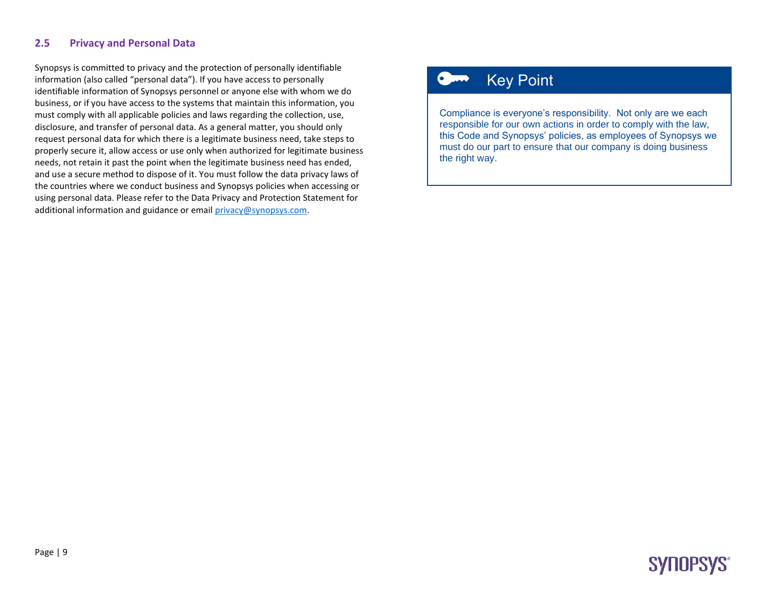## 2.5 Privacy and Personal Data

Synopsys is committed to privacy and the protection of personally identifiable information (also called "personal data"). If you have access to personally identifiable information of Synopsys personnel or anyone else with whom we do business, or if you have access to the systems that maintain this information, you must comply with all applicable policies and laws regarding the collection, use, disclosure, and transfer of personal data. As a general matter, you should only request personal data for which there is a legitimate business need, take steps to properly secure it, allow access or use only when authorized for legitimate business needs, not retain it past the point when the legitimate business need has ended, and use a secure method to dispose of it. You must follow the data privacy laws of the countries where we conduct business and Synopsys policies when accessing or using personal data. Please refer to the Data Privacy and Protection Statement for additional information and guidance or email privacy@synopsys.com.

> **Key Point**
>
> Compliance is everyone's responsibility. Not only are we each responsible for our own actions in order to comply with the law, this Code and Synopsys' policies, as employees of Synopsys we must do our part to ensure that our company is doing business the right way.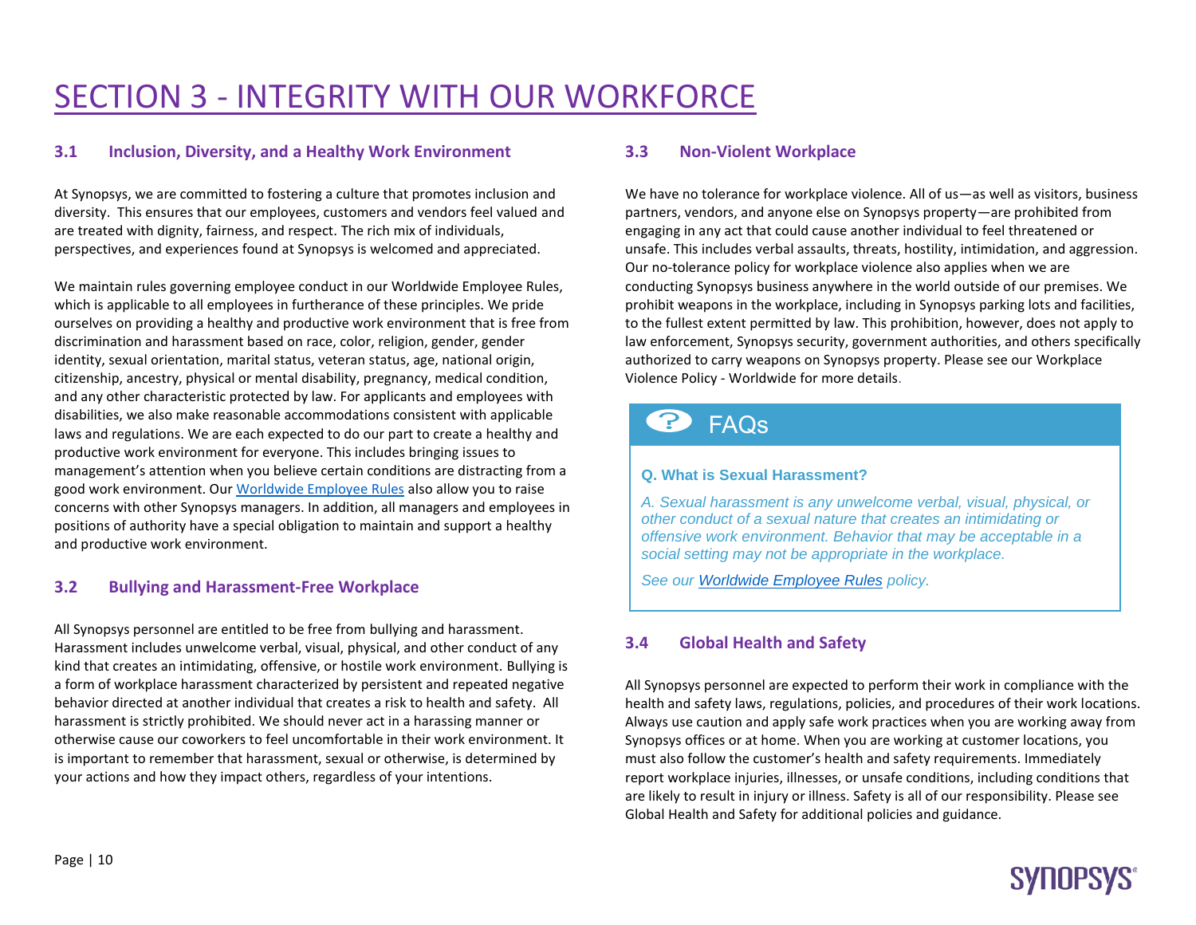# SECTION 3 - INTEGRITY WITH OUR WORKFORCE

## 3.1 Inclusion, Diversity, and a Healthy Work Environment

At Synopsys, we are committed to fostering a culture that promotes inclusion and diversity. This ensures that our employees, customers and vendors feel valued and are treated with dignity, fairness, and respect. The rich mix of individuals, perspectives, and experiences found at Synopsys is welcomed and appreciated.

We maintain rules governing employee conduct in our Worldwide Employee Rules, which is applicable to all employees in furtherance of these principles. We pride ourselves on providing a healthy and productive work environment that is free from discrimination and harassment based on race, color, religion, gender, gender identity, sexual orientation, marital status, veteran status, age, national origin, citizenship, ancestry, physical or mental disability, pregnancy, medical condition, and any other characteristic protected by law. For applicants and employees with disabilities, we also make reasonable accommodations consistent with applicable laws and regulations. We are each expected to do our part to create a healthy and productive work environment for everyone. This includes bringing issues to management's attention when you believe certain conditions are distracting from a good work environment. Our Worldwide Employee Rules also allow you to raise concerns with other Synopsys managers. In addition, all managers and employees in positions of authority have a special obligation to maintain and support a healthy and productive work environment.

## 3.2 Bullying and Harassment-Free Workplace

All Synopsys personnel are entitled to be free from bullying and harassment. Harassment includes unwelcome verbal, visual, physical, and other conduct of any kind that creates an intimidating, offensive, or hostile work environment. Bullying is a form of workplace harassment characterized by persistent and repeated negative behavior directed at another individual that creates a risk to health and safety. All harassment is strictly prohibited. We should never act in a harassing manner or otherwise cause our coworkers to feel uncomfortable in their work environment. It is important to remember that harassment, sexual or otherwise, is determined by your actions and how they impact others, regardless of your intentions.

## 3.3 Non-Violent Workplace

We have no tolerance for workplace violence. All of us—as well as visitors, business partners, vendors, and anyone else on Synopsys property—are prohibited from engaging in any act that could cause another individual to feel threatened or unsafe. This includes verbal assaults, threats, hostility, intimidation, and aggression. Our no-tolerance policy for workplace violence also applies when we are conducting Synopsys business anywhere in the world outside of our premises. We prohibit weapons in the workplace, including in Synopsys parking lots and facilities, to the fullest extent permitted by law. This prohibition, however, does not apply to law enforcement, Synopsys security, government authorities, and others specifically authorized to carry weapons on Synopsys property. Please see our Workplace Violence Policy - Worldwide for more details.

### FAQs

**Q. What is Sexual Harassment?**

*A. Sexual harassment is any unwelcome verbal, visual, physical, or other conduct of a sexual nature that creates an intimidating or offensive work environment. Behavior that may be acceptable in a social setting may not be appropriate in the workplace.*

*See our Worldwide Employee Rules policy.*

## 3.4 Global Health and Safety

All Synopsys personnel are expected to perform their work in compliance with the health and safety laws, regulations, policies, and procedures of their work locations. Always use caution and apply safe work practices when you are working away from Synopsys offices or at home. When you are working at customer locations, you must also follow the customer's health and safety requirements. Immediately report workplace injuries, illnesses, or unsafe conditions, including conditions that are likely to result in injury or illness. Safety is all of our responsibility. Please see Global Health and Safety for additional policies and guidance.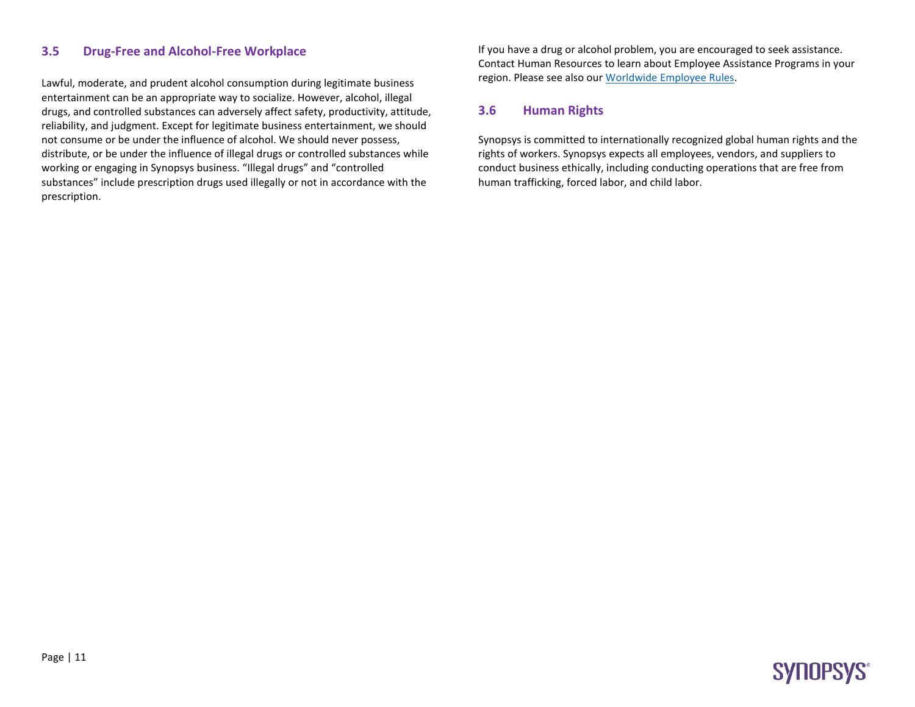## 3.5 Drug-Free and Alcohol-Free Workplace

Lawful, moderate, and prudent alcohol consumption during legitimate business entertainment can be an appropriate way to socialize. However, alcohol, illegal drugs, and controlled substances can adversely affect safety, productivity, attitude, reliability, and judgment. Except for legitimate business entertainment, we should not consume or be under the influence of alcohol. We should never possess, distribute, or be under the influence of illegal drugs or controlled substances while working or engaging in Synopsys business. “Illegal drugs” and “controlled substances” include prescription drugs used illegally or not in accordance with the prescription.

If you have a drug or alcohol problem, you are encouraged to seek assistance. Contact Human Resources to learn about Employee Assistance Programs in your region. Please see also our Worldwide Employee Rules.

## 3.6 Human Rights

Synopsys is committed to internationally recognized global human rights and the rights of workers. Synopsys expects all employees, vendors, and suppliers to conduct business ethically, including conducting operations that are free from human trafficking, forced labor, and child labor.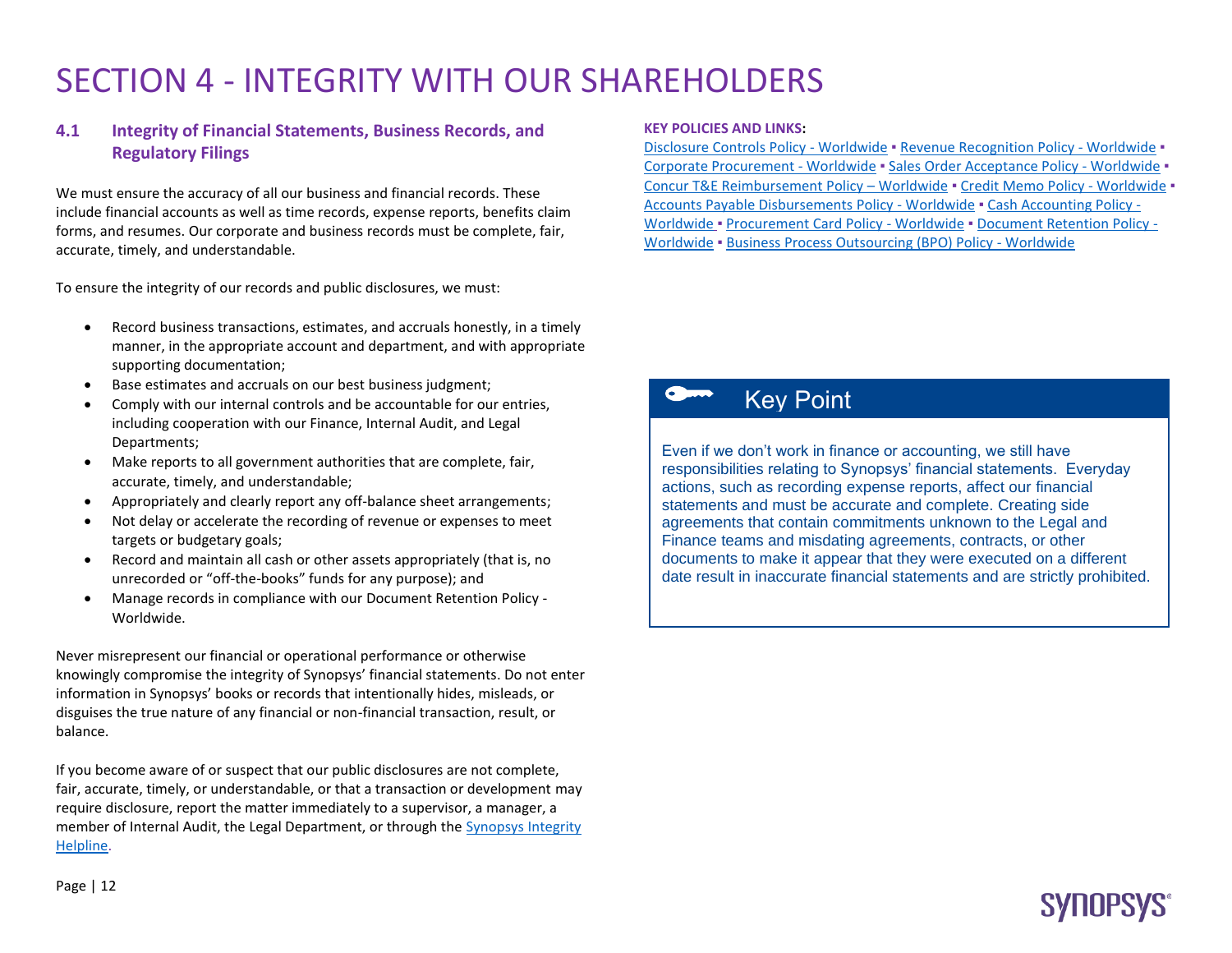# SECTION 4 - INTEGRITY WITH OUR SHAREHOLDERS

## 4.1 Integrity of Financial Statements, Business Records, and Regulatory Filings

We must ensure the accuracy of all our business and financial records. These include financial accounts as well as time records, expense reports, benefits claim forms, and resumes. Our corporate and business records must be complete, fair, accurate, timely, and understandable.

To ensure the integrity of our records and public disclosures, we must:

- Record business transactions, estimates, and accruals honestly, in a timely manner, in the appropriate account and department, and with appropriate supporting documentation;
- Base estimates and accruals on our best business judgment;
- Comply with our internal controls and be accountable for our entries, including cooperation with our Finance, Internal Audit, and Legal Departments;
- Make reports to all government authorities that are complete, fair, accurate, timely, and understandable;
- Appropriately and clearly report any off-balance sheet arrangements;
- Not delay or accelerate the recording of revenue or expenses to meet targets or budgetary goals;
- Record and maintain all cash or other assets appropriately (that is, no unrecorded or "off-the-books" funds for any purpose); and
- Manage records in compliance with our Document Retention Policy - Worldwide.

Never misrepresent our financial or operational performance or otherwise knowingly compromise the integrity of Synopsys' financial statements. Do not enter information in Synopsys' books or records that intentionally hides, misleads, or disguises the true nature of any financial or non-financial transaction, result, or balance.

If you become aware of or suspect that our public disclosures are not complete, fair, accurate, timely, or understandable, or that a transaction or development may require disclosure, report the matter immediately to a supervisor, a manager, a member of Internal Audit, the Legal Department, or through the Synopsys Integrity Helpline.

**KEY POLICIES AND LINKS:**

Disclosure Controls Policy - Worldwide ▪ Revenue Recognition Policy - Worldwide ▪ Corporate Procurement - Worldwide ▪ Sales Order Acceptance Policy - Worldwide ▪ Concur T&E Reimbursement Policy – Worldwide ▪ Credit Memo Policy - Worldwide ▪ Accounts Payable Disbursements Policy - Worldwide ▪ Cash Accounting Policy - Worldwide ▪ Procurement Card Policy - Worldwide ▪ Document Retention Policy - Worldwide ▪ Business Process Outsourcing (BPO) Policy - Worldwide

### Key Point

Even if we don't work in finance or accounting, we still have responsibilities relating to Synopsys' financial statements. Everyday actions, such as recording expense reports, affect our financial statements and must be accurate and complete. Creating side agreements that contain commitments unknown to the Legal and Finance teams and misdating agreements, contracts, or other documents to make it appear that they were executed on a different date result in inaccurate financial statements and are strictly prohibited.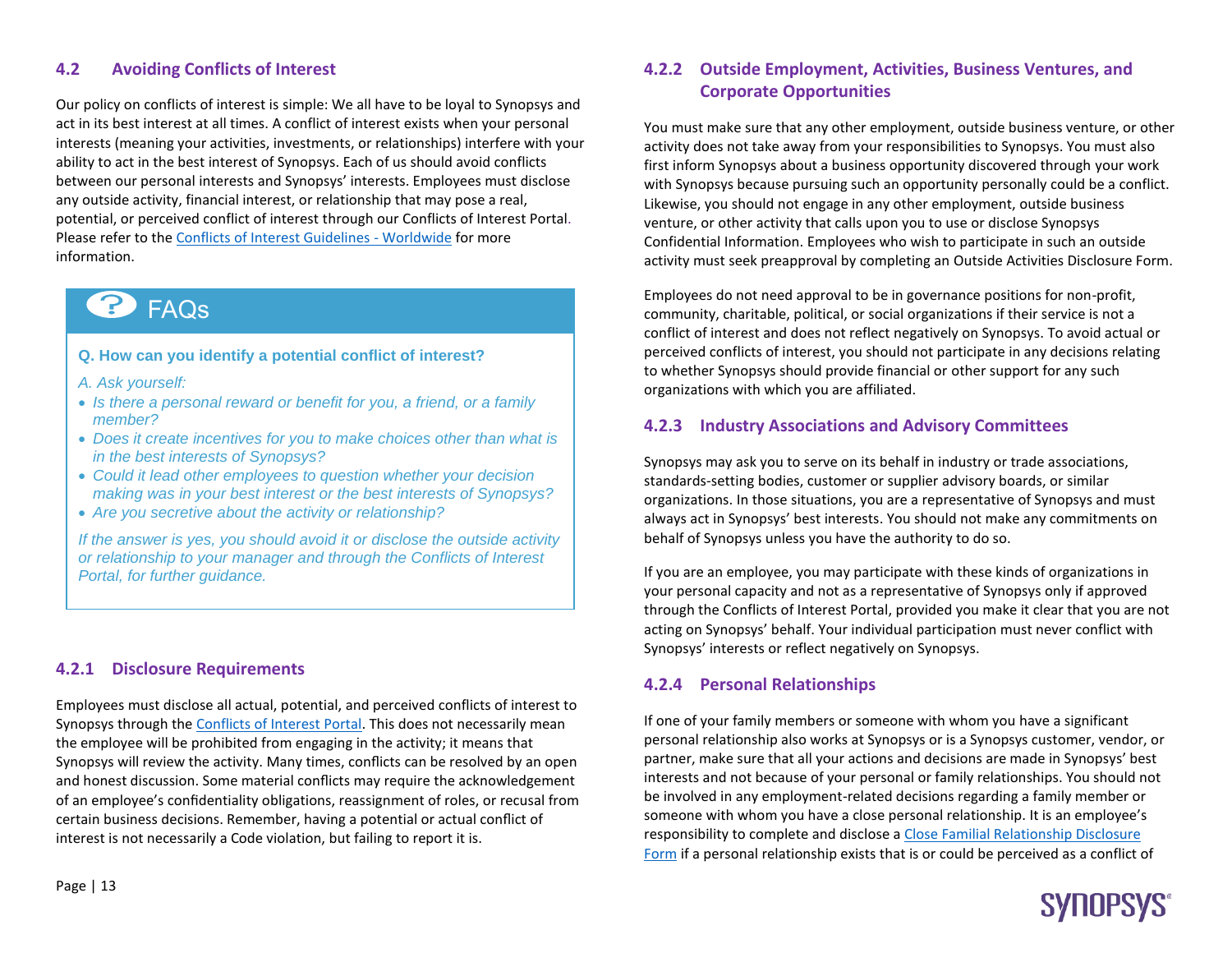### 4.2 Avoiding Conflicts of Interest

Our policy on conflicts of interest is simple: We all have to be loyal to Synopsys and act in its best interest at all times. A conflict of interest exists when your personal interests (meaning your activities, investments, or relationships) interfere with your ability to act in the best interest of Synopsys. Each of us should avoid conflicts between our personal interests and Synopsys' interests. Employees must disclose any outside activity, financial interest, or relationship that may pose a real, potential, or perceived conflict of interest through our Conflicts of Interest Portal. Please refer to the Conflicts of Interest Guidelines - Worldwide for more information.

> **FAQs**
>
> **Q. How can you identify a potential conflict of interest?**
>
> *A. Ask yourself:*
>
> - *Is there a personal reward or benefit for you, a friend, or a family member?*
> - *Does it create incentives for you to make choices other than what is in the best interests of Synopsys?*
> - *Could it lead other employees to question whether your decision making was in your best interest or the best interests of Synopsys?*
> - *Are you secretive about the activity or relationship?*
>
> *If the answer is yes, you should avoid it or disclose the outside activity or relationship to your manager and through the Conflicts of Interest Portal, for further guidance.*

#### 4.2.1 Disclosure Requirements

Employees must disclose all actual, potential, and perceived conflicts of interest to Synopsys through the Conflicts of Interest Portal. This does not necessarily mean the employee will be prohibited from engaging in the activity; it means that Synopsys will review the activity. Many times, conflicts can be resolved by an open and honest discussion. Some material conflicts may require the acknowledgement of an employee's confidentiality obligations, reassignment of roles, or recusal from certain business decisions. Remember, having a potential or actual conflict of interest is not necessarily a Code violation, but failing to report it is.

#### 4.2.2 Outside Employment, Activities, Business Ventures, and Corporate Opportunities

You must make sure that any other employment, outside business venture, or other activity does not take away from your responsibilities to Synopsys. You must also first inform Synopsys about a business opportunity discovered through your work with Synopsys because pursuing such an opportunity personally could be a conflict. Likewise, you should not engage in any other employment, outside business venture, or other activity that calls upon you to use or disclose Synopsys Confidential Information. Employees who wish to participate in such an outside activity must seek preapproval by completing an Outside Activities Disclosure Form.

Employees do not need approval to be in governance positions for non-profit, community, charitable, political, or social organizations if their service is not a conflict of interest and does not reflect negatively on Synopsys. To avoid actual or perceived conflicts of interest, you should not participate in any decisions relating to whether Synopsys should provide financial or other support for any such organizations with which you are affiliated.

#### 4.2.3 Industry Associations and Advisory Committees

Synopsys may ask you to serve on its behalf in industry or trade associations, standards-setting bodies, customer or supplier advisory boards, or similar organizations. In those situations, you are a representative of Synopsys and must always act in Synopsys' best interests. You should not make any commitments on behalf of Synopsys unless you have the authority to do so.

If you are an employee, you may participate with these kinds of organizations in your personal capacity and not as a representative of Synopsys only if approved through the Conflicts of Interest Portal, provided you make it clear that you are not acting on Synopsys' behalf. Your individual participation must never conflict with Synopsys' interests or reflect negatively on Synopsys.

#### 4.2.4 Personal Relationships

If one of your family members or someone with whom you have a significant personal relationship also works at Synopsys or is a Synopsys customer, vendor, or partner, make sure that all your actions and decisions are made in Synopsys' best interests and not because of your personal or family relationships. You should not be involved in any employment-related decisions regarding a family member or someone with whom you have a close personal relationship. It is an employee's responsibility to complete and disclose a Close Familial Relationship Disclosure Form if a personal relationship exists that is or could be perceived as a conflict of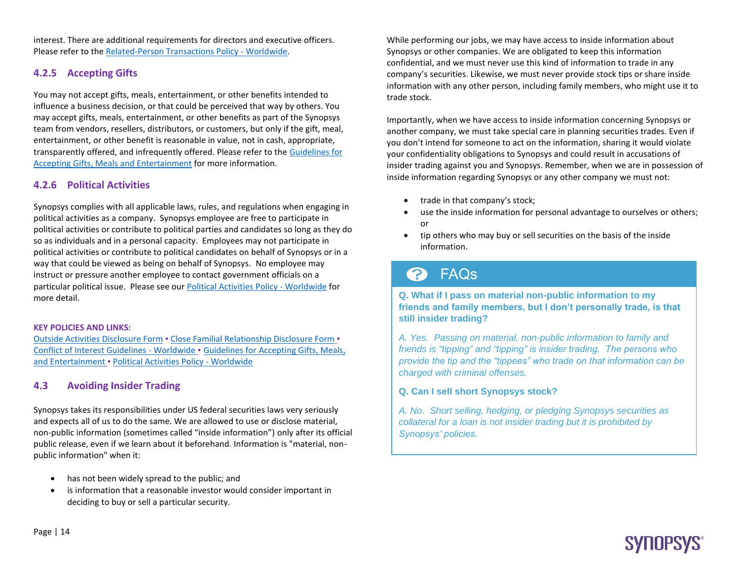interest. There are additional requirements for directors and executive officers. Please refer to the Related-Person Transactions Policy - Worldwide.

### 4.2.5 Accepting Gifts

You may not accept gifts, meals, entertainment, or other benefits intended to influence a business decision, or that could be perceived that way by others. You may accept gifts, meals, entertainment, or other benefits as part of the Synopsys team from vendors, resellers, distributors, or customers, but only if the gift, meal, entertainment, or other benefit is reasonable in value, not in cash, appropriate, transparently offered, and infrequently offered. Please refer to the Guidelines for Accepting Gifts, Meals and Entertainment for more information.

### 4.2.6 Political Activities

Synopsys complies with all applicable laws, rules, and regulations when engaging in political activities as a company. Synopsys employee are free to participate in political activities or contribute to political parties and candidates so long as they do so as individuals and in a personal capacity. Employees may not participate in political activities or contribute to political candidates on behalf of Synopsys or in a way that could be viewed as being on behalf of Synopsys. No employee may instruct or pressure another employee to contact government officials on a particular political issue. Please see our Political Activities Policy - Worldwide for more detail.

**KEY POLICIES AND LINKS:**

Outside Activities Disclosure Form ▪ Close Familial Relationship Disclosure Form ▪ Conflict of Interest Guidelines - Worldwide ▪ Guidelines for Accepting Gifts, Meals, and Entertainment ▪ Political Activities Policy - Worldwide

## 4.3 Avoiding Insider Trading

Synopsys takes its responsibilities under US federal securities laws very seriously and expects all of us to do the same. We are allowed to use or disclose material, non-public information (sometimes called "inside information") only after its official public release, even if we learn about it beforehand. Information is "material, non-public information" when it:

- has not been widely spread to the public; and
- is information that a reasonable investor would consider important in deciding to buy or sell a particular security.

While performing our jobs, we may have access to inside information about Synopsys or other companies. We are obligated to keep this information confidential, and we must never use this kind of information to trade in any company's securities. Likewise, we must never provide stock tips or share inside information with any other person, including family members, who might use it to trade stock.

Importantly, when we have access to inside information concerning Synopsys or another company, we must take special care in planning securities trades. Even if you don't intend for someone to act on the information, sharing it would violate your confidentiality obligations to Synopsys and could result in accusations of insider trading against you and Synopsys. Remember, when we are in possession of inside information regarding Synopsys or any other company we must not:

- trade in that company's stock;
- use the inside information for personal advantage to ourselves or others; or
- tip others who may buy or sell securities on the basis of the inside information.

### FAQs

**Q. What if I pass on material non-public information to my friends and family members, but I don't personally trade, is that still insider trading?**

*A. Yes. Passing on material, non-public information to family and friends is "tipping" and "tipping" is insider trading. The persons who provide the tip and the "tippees" who trade on that information can be charged with criminal offenses.*

**Q. Can I sell short Synopsys stock?**

*A. No. Short selling, hedging, or pledging Synopsys securities as collateral for a loan is not insider trading but it is prohibited by Synopsys' policies.*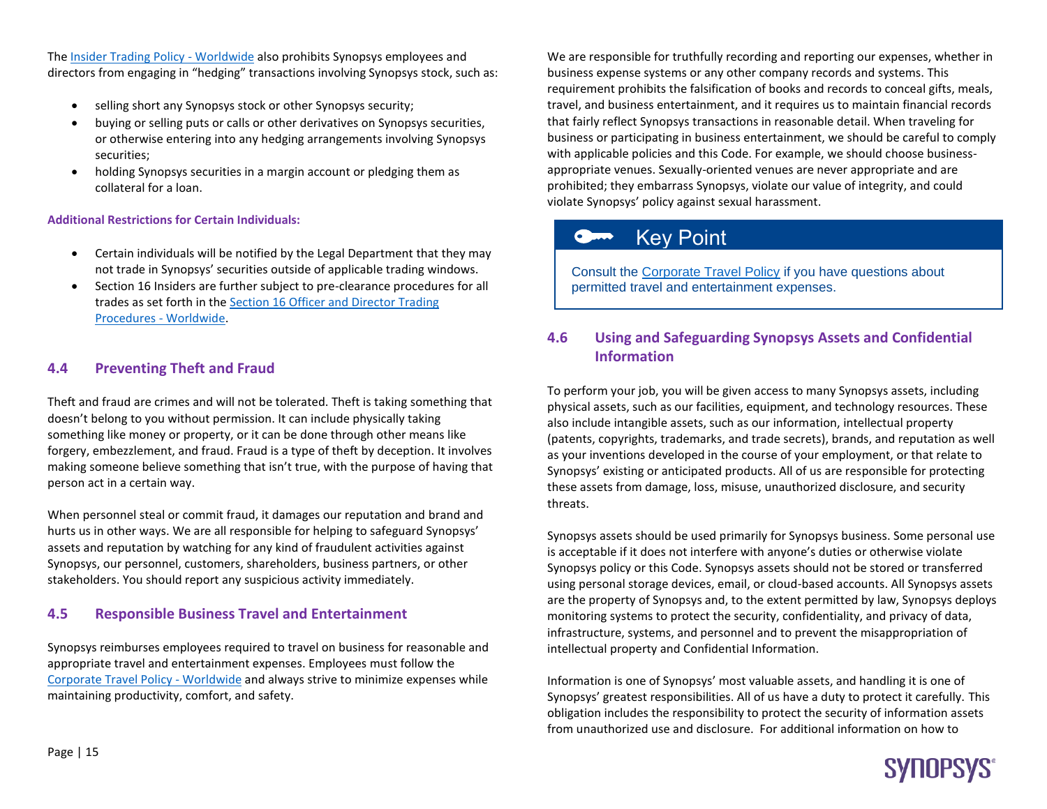The [Insider Trading Policy - Worldwide]() also prohibits Synopsys employees and directors from engaging in "hedging" transactions involving Synopsys stock, such as:

- selling short any Synopsys stock or other Synopsys security;
- buying or selling puts or calls or other derivatives on Synopsys securities, or otherwise entering into any hedging arrangements involving Synopsys securities;
- holding Synopsys securities in a margin account or pledging them as collateral for a loan.

**Additional Restrictions for Certain Individuals:**

- Certain individuals will be notified by the Legal Department that they may not trade in Synopsys' securities outside of applicable trading windows.
- Section 16 Insiders are further subject to pre-clearance procedures for all trades as set forth in the [Section 16 Officer and Director Trading Procedures - Worldwide]().

## 4.4 Preventing Theft and Fraud

Theft and fraud are crimes and will not be tolerated. Theft is taking something that doesn't belong to you without permission. It can include physically taking something like money or property, or it can be done through other means like forgery, embezzlement, and fraud. Fraud is a type of theft by deception. It involves making someone believe something that isn't true, with the purpose of having that person act in a certain way.

When personnel steal or commit fraud, it damages our reputation and brand and hurts us in other ways. We are all responsible for helping to safeguard Synopsys' assets and reputation by watching for any kind of fraudulent activities against Synopsys, our personnel, customers, shareholders, business partners, or other stakeholders. You should report any suspicious activity immediately.

## 4.5 Responsible Business Travel and Entertainment

Synopsys reimburses employees required to travel on business for reasonable and appropriate travel and entertainment expenses. Employees must follow the [Corporate Travel Policy - Worldwide]() and always strive to minimize expenses while maintaining productivity, comfort, and safety.

We are responsible for truthfully recording and reporting our expenses, whether in business expense systems or any other company records and systems. This requirement prohibits the falsification of books and records to conceal gifts, meals, travel, and business entertainment, and it requires us to maintain financial records that fairly reflect Synopsys transactions in reasonable detail. When traveling for business or participating in business entertainment, we should be careful to comply with applicable policies and this Code. For example, we should choose business-appropriate venues. Sexually-oriented venues are never appropriate and are prohibited; they embarrass Synopsys, violate our value of integrity, and could violate Synopsys' policy against sexual harassment.

> **Key Point**
>
> Consult the [Corporate Travel Policy]() if you have questions about permitted travel and entertainment expenses.

## 4.6 Using and Safeguarding Synopsys Assets and Confidential Information

To perform your job, you will be given access to many Synopsys assets, including physical assets, such as our facilities, equipment, and technology resources. These also include intangible assets, such as our information, intellectual property (patents, copyrights, trademarks, and trade secrets), brands, and reputation as well as your inventions developed in the course of your employment, or that relate to Synopsys' existing or anticipated products. All of us are responsible for protecting these assets from damage, loss, misuse, unauthorized disclosure, and security threats.

Synopsys assets should be used primarily for Synopsys business. Some personal use is acceptable if it does not interfere with anyone's duties or otherwise violate Synopsys policy or this Code. Synopsys assets should not be stored or transferred using personal storage devices, email, or cloud-based accounts. All Synopsys assets are the property of Synopsys and, to the extent permitted by law, Synopsys deploys monitoring systems to protect the security, confidentiality, and privacy of data, infrastructure, systems, and personnel and to prevent the misappropriation of intellectual property and Confidential Information.

Information is one of Synopsys' most valuable assets, and handling it is one of Synopsys' greatest responsibilities. All of us have a duty to protect it carefully. This obligation includes the responsibility to protect the security of information assets from unauthorized use and disclosure. For additional information on how to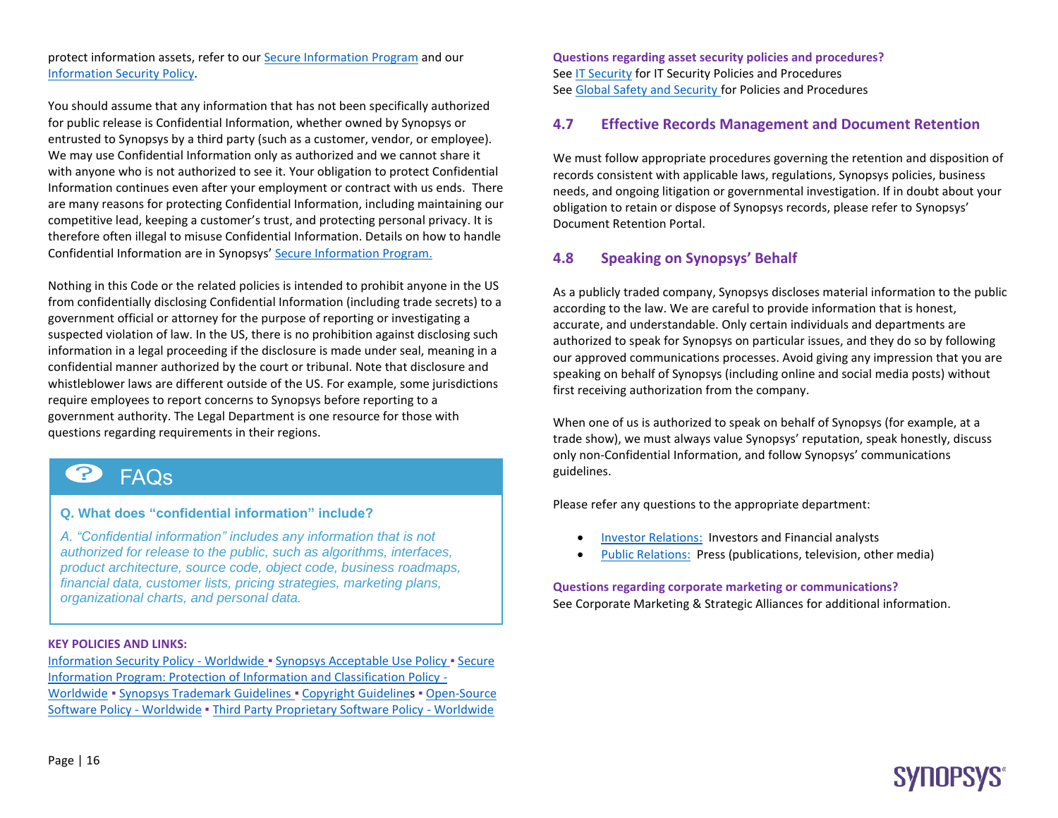protect information assets, refer to our Secure Information Program and our Information Security Policy.

You should assume that any information that has not been specifically authorized for public release is Confidential Information, whether owned by Synopsys or entrusted to Synopsys by a third party (such as a customer, vendor, or employee). We may use Confidential Information only as authorized and we cannot share it with anyone who is not authorized to see it. Your obligation to protect Confidential Information continues even after your employment or contract with us ends. There are many reasons for protecting Confidential Information, including maintaining our competitive lead, keeping a customer's trust, and protecting personal privacy. It is therefore often illegal to misuse Confidential Information. Details on how to handle Confidential Information are in Synopsys' Secure Information Program.

Nothing in this Code or the related policies is intended to prohibit anyone in the US from confidentially disclosing Confidential Information (including trade secrets) to a government official or attorney for the purpose of reporting or investigating a suspected violation of law. In the US, there is no prohibition against disclosing such information in a legal proceeding if the disclosure is made under seal, meaning in a confidential manner authorized by the court or tribunal. Note that disclosure and whistleblower laws are different outside of the US. For example, some jurisdictions require employees to report concerns to Synopsys before reporting to a government authority. The Legal Department is one resource for those with questions regarding requirements in their regions.

### FAQs

**Q. What does "confidential information" include?**

*A. "Confidential information" includes any information that is not authorized for release to the public, such as algorithms, interfaces, product architecture, source code, object code, business roadmaps, financial data, customer lists, pricing strategies, marketing plans, organizational charts, and personal data.*

**KEY POLICIES AND LINKS:**

Information Security Policy - Worldwide ▪ Synopsys Acceptable Use Policy ▪ Secure Information Program: Protection of Information and Classification Policy - Worldwide ▪ Synopsys Trademark Guidelines ▪ Copyright Guidelines ▪ Open-Source Software Policy - Worldwide ▪ Third Party Proprietary Software Policy - Worldwide

**Questions regarding asset security policies and procedures?**
See IT Security for IT Security Policies and Procedures
See Global Safety and Security for Policies and Procedures

## 4.7 Effective Records Management and Document Retention

We must follow appropriate procedures governing the retention and disposition of records consistent with applicable laws, regulations, Synopsys policies, business needs, and ongoing litigation or governmental investigation. If in doubt about your obligation to retain or dispose of Synopsys records, please refer to Synopsys' Document Retention Portal.

## 4.8 Speaking on Synopsys' Behalf

As a publicly traded company, Synopsys discloses material information to the public according to the law. We are careful to provide information that is honest, accurate, and understandable. Only certain individuals and departments are authorized to speak for Synopsys on particular issues, and they do so by following our approved communications processes. Avoid giving any impression that you are speaking on behalf of Synopsys (including online and social media posts) without first receiving authorization from the company.

When one of us is authorized to speak on behalf of Synopsys (for example, at a trade show), we must always value Synopsys' reputation, speak honestly, discuss only non-Confidential Information, and follow Synopsys' communications guidelines.

Please refer any questions to the appropriate department:

- Investor Relations: Investors and Financial analysts
- Public Relations: Press (publications, television, other media)

**Questions regarding corporate marketing or communications?**
See Corporate Marketing & Strategic Alliances for additional information.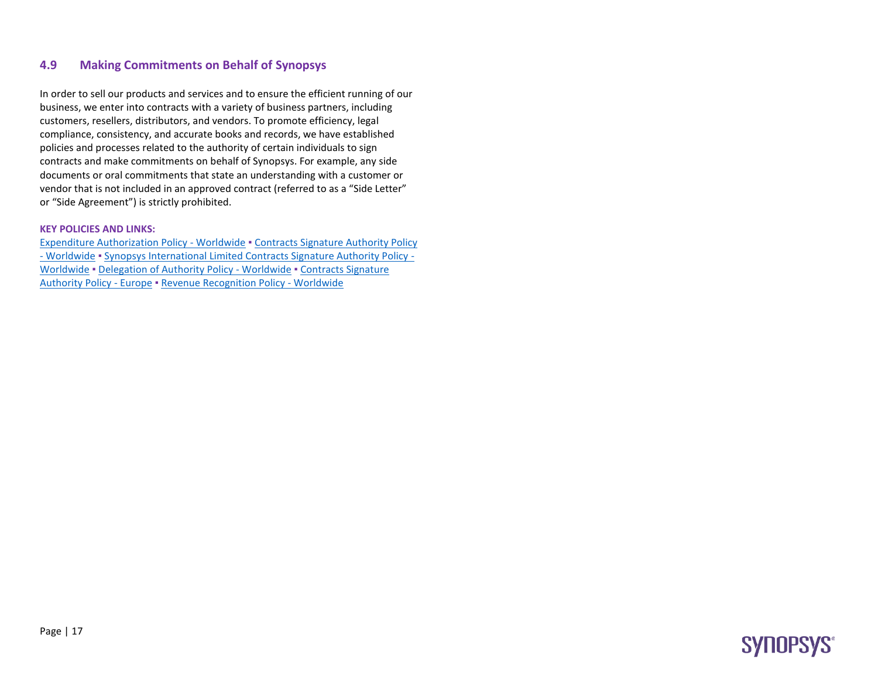## 4.9 Making Commitments on Behalf of Synopsys

In order to sell our products and services and to ensure the efficient running of our business, we enter into contracts with a variety of business partners, including customers, resellers, distributors, and vendors. To promote efficiency, legal compliance, consistency, and accurate books and records, we have established policies and processes related to the authority of certain individuals to sign contracts and make commitments on behalf of Synopsys. For example, any side documents or oral commitments that state an understanding with a customer or vendor that is not included in an approved contract (referred to as a "Side Letter" or "Side Agreement") is strictly prohibited.

**KEY POLICIES AND LINKS:**

Expenditure Authorization Policy - Worldwide ▪ Contracts Signature Authority Policy - Worldwide ▪ Synopsys International Limited Contracts Signature Authority Policy - Worldwide ▪ Delegation of Authority Policy - Worldwide ▪ Contracts Signature Authority Policy - Europe ▪ Revenue Recognition Policy - Worldwide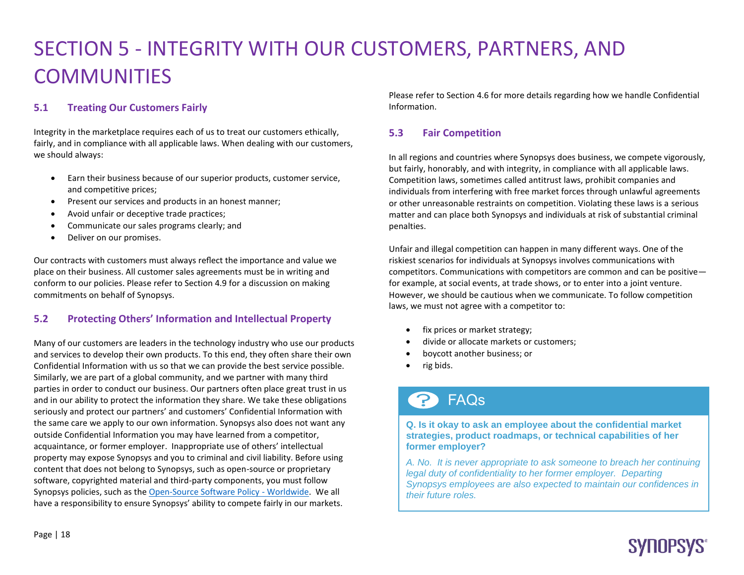# SECTION 5 - INTEGRITY WITH OUR CUSTOMERS, PARTNERS, AND COMMUNITIES

## 5.1 Treating Our Customers Fairly

Integrity in the marketplace requires each of us to treat our customers ethically, fairly, and in compliance with all applicable laws. When dealing with our customers, we should always:

- Earn their business because of our superior products, customer service, and competitive prices;
- Present our services and products in an honest manner;
- Avoid unfair or deceptive trade practices;
- Communicate our sales programs clearly; and
- Deliver on our promises.

Our contracts with customers must always reflect the importance and value we place on their business. All customer sales agreements must be in writing and conform to our policies. Please refer to Section 4.9 for a discussion on making commitments on behalf of Synopsys.

## 5.2 Protecting Others' Information and Intellectual Property

Many of our customers are leaders in the technology industry who use our products and services to develop their own products. To this end, they often share their own Confidential Information with us so that we can provide the best service possible. Similarly, we are part of a global community, and we partner with many third parties in order to conduct our business. Our partners often place great trust in us and in our ability to protect the information they share. We take these obligations seriously and protect our partners' and customers' Confidential Information with the same care we apply to our own information. Synopsys also does not want any outside Confidential Information you may have learned from a competitor, acquaintance, or former employer. Inappropriate use of others' intellectual property may expose Synopsys and you to criminal and civil liability. Before using content that does not belong to Synopsys, such as open-source or proprietary software, copyrighted material and third-party components, you must follow Synopsys policies, such as the Open-Source Software Policy - Worldwide. We all have a responsibility to ensure Synopsys' ability to compete fairly in our markets.

Please refer to Section 4.6 for more details regarding how we handle Confidential Information.

## 5.3 Fair Competition

In all regions and countries where Synopsys does business, we compete vigorously, but fairly, honorably, and with integrity, in compliance with all applicable laws. Competition laws, sometimes called antitrust laws, prohibit companies and individuals from interfering with free market forces through unlawful agreements or other unreasonable restraints on competition. Violating these laws is a serious matter and can place both Synopsys and individuals at risk of substantial criminal penalties.

Unfair and illegal competition can happen in many different ways. One of the riskiest scenarios for individuals at Synopsys involves communications with competitors. Communications with competitors are common and can be positive—for example, at social events, at trade shows, or to enter into a joint venture. However, we should be cautious when we communicate. To follow competition laws, we must not agree with a competitor to:

- fix prices or market strategy;
- divide or allocate markets or customers;
- boycott another business; or
- rig bids.

### FAQs

**Q. Is it okay to ask an employee about the confidential market strategies, product roadmaps, or technical capabilities of her former employer?**

*A. No. It is never appropriate to ask someone to breach her continuing legal duty of confidentiality to her former employer. Departing Synopsys employees are also expected to maintain our confidences in their future roles.*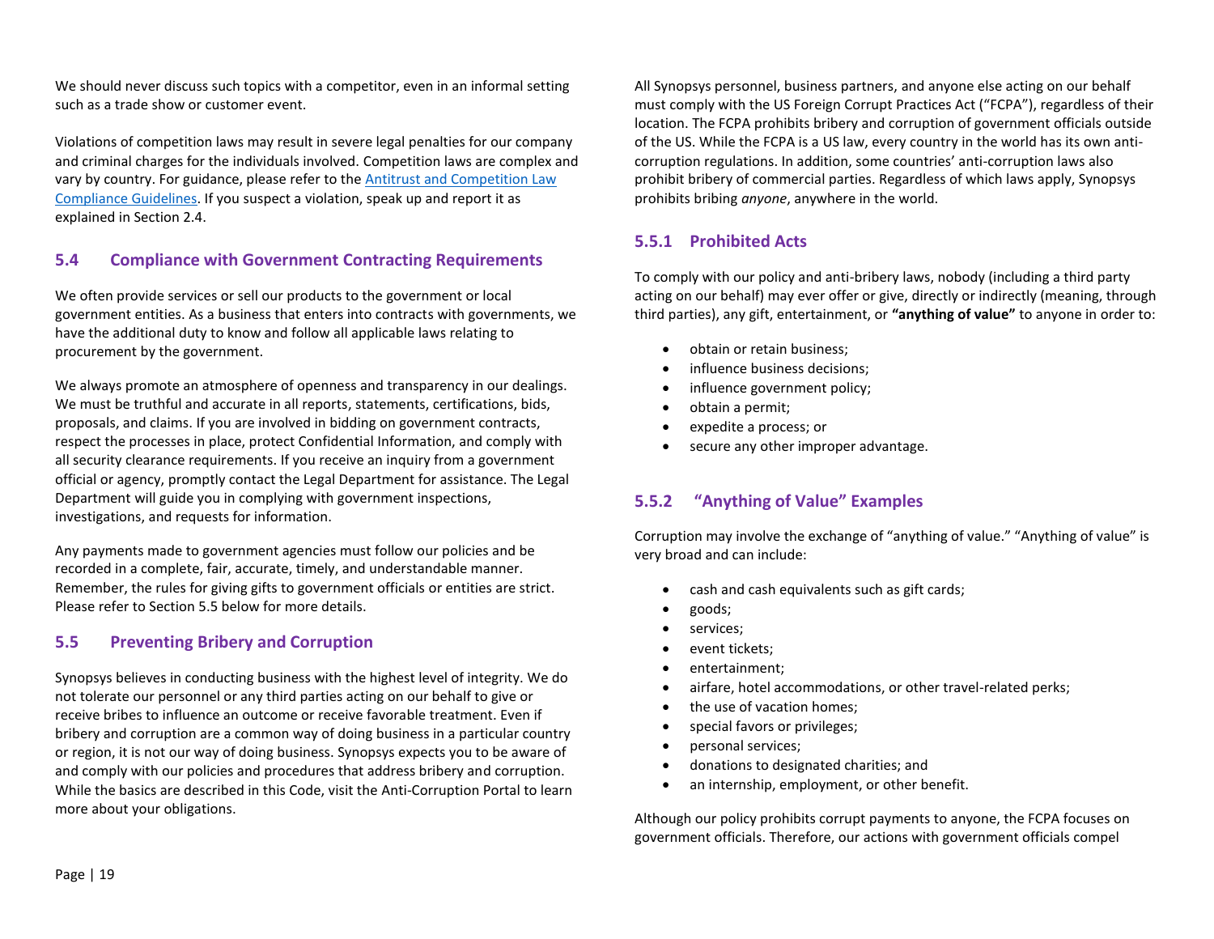We should never discuss such topics with a competitor, even in an informal setting such as a trade show or customer event.

Violations of competition laws may result in severe legal penalties for our company and criminal charges for the individuals involved. Competition laws are complex and vary by country. For guidance, please refer to the Antitrust and Competition Law Compliance Guidelines. If you suspect a violation, speak up and report it as explained in Section 2.4.

### 5.4 Compliance with Government Contracting Requirements

We often provide services or sell our products to the government or local government entities. As a business that enters into contracts with governments, we have the additional duty to know and follow all applicable laws relating to procurement by the government.

We always promote an atmosphere of openness and transparency in our dealings. We must be truthful and accurate in all reports, statements, certifications, bids, proposals, and claims. If you are involved in bidding on government contracts, respect the processes in place, protect Confidential Information, and comply with all security clearance requirements. If you receive an inquiry from a government official or agency, promptly contact the Legal Department for assistance. The Legal Department will guide you in complying with government inspections, investigations, and requests for information.

Any payments made to government agencies must follow our policies and be recorded in a complete, fair, accurate, timely, and understandable manner. Remember, the rules for giving gifts to government officials or entities are strict. Please refer to Section 5.5 below for more details.

### 5.5 Preventing Bribery and Corruption

Synopsys believes in conducting business with the highest level of integrity. We do not tolerate our personnel or any third parties acting on our behalf to give or receive bribes to influence an outcome or receive favorable treatment. Even if bribery and corruption are a common way of doing business in a particular country or region, it is not our way of doing business. Synopsys expects you to be aware of and comply with our policies and procedures that address bribery and corruption. While the basics are described in this Code, visit the Anti-Corruption Portal to learn more about your obligations.

All Synopsys personnel, business partners, and anyone else acting on our behalf must comply with the US Foreign Corrupt Practices Act ("FCPA"), regardless of their location. The FCPA prohibits bribery and corruption of government officials outside of the US. While the FCPA is a US law, every country in the world has its own anti-corruption regulations. In addition, some countries' anti-corruption laws also prohibit bribery of commercial parties. Regardless of which laws apply, Synopsys prohibits bribing *anyone*, anywhere in the world.

#### 5.5.1 Prohibited Acts

To comply with our policy and anti-bribery laws, nobody (including a third party acting on our behalf) may ever offer or give, directly or indirectly (meaning, through third parties), any gift, entertainment, or **"anything of value"** to anyone in order to:

- obtain or retain business;
- influence business decisions;
- influence government policy;
- obtain a permit;
- expedite a process; or
- secure any other improper advantage.

#### 5.5.2 "Anything of Value" Examples

Corruption may involve the exchange of "anything of value." "Anything of value" is very broad and can include:

- cash and cash equivalents such as gift cards;
- goods;
- services;
- event tickets;
- entertainment;
- airfare, hotel accommodations, or other travel-related perks;
- the use of vacation homes;
- special favors or privileges;
- personal services;
- donations to designated charities; and
- an internship, employment, or other benefit.

Although our policy prohibits corrupt payments to anyone, the FCPA focuses on government officials. Therefore, our actions with government officials compel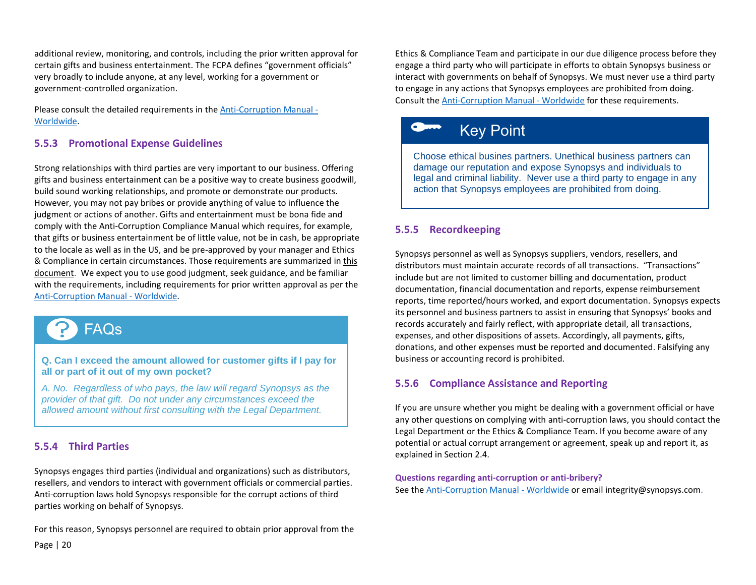additional review, monitoring, and controls, including the prior written approval for certain gifts and business entertainment. The FCPA defines "government officials" very broadly to include anyone, at any level, working for a government or government-controlled organization.

Please consult the detailed requirements in the Anti-Corruption Manual - Worldwide.

### 5.5.3 Promotional Expense Guidelines

Strong relationships with third parties are very important to our business. Offering gifts and business entertainment can be a positive way to create business goodwill, build sound working relationships, and promote or demonstrate our products. However, you may not pay bribes or provide anything of value to influence the judgment or actions of another. Gifts and entertainment must be bona fide and comply with the Anti-Corruption Compliance Manual which requires, for example, that gifts or business entertainment be of little value, not be in cash, be appropriate to the locale as well as in the US, and be pre-approved by your manager and Ethics & Compliance in certain circumstances. Those requirements are summarized in this document. We expect you to use good judgment, seek guidance, and be familiar with the requirements, including requirements for prior written approval as per the Anti-Corruption Manual - Worldwide.

> **FAQs**
>
> **Q. Can I exceed the amount allowed for customer gifts if I pay for all or part of it out of my own pocket?**
>
> *A. No. Regardless of who pays, the law will regard Synopsys as the provider of that gift. Do not under any circumstances exceed the allowed amount without first consulting with the Legal Department.*

### 5.5.4 Third Parties

Synopsys engages third parties (individual and organizations) such as distributors, resellers, and vendors to interact with government officials or commercial parties. Anti-corruption laws hold Synopsys responsible for the corrupt actions of third parties working on behalf of Synopsys.

For this reason, Synopsys personnel are required to obtain prior approval from the Ethics & Compliance Team and participate in our due diligence process before they engage a third party who will participate in efforts to obtain Synopsys business or interact with governments on behalf of Synopsys. We must never use a third party to engage in any actions that Synopsys employees are prohibited from doing. Consult the Anti-Corruption Manual - Worldwide for these requirements.

> **Key Point**
>
> Choose ethical busines partners. Unethical business partners can damage our reputation and expose Synopsys and individuals to legal and criminal liability. Never use a third party to engage in any action that Synopsys employees are prohibited from doing.

### 5.5.5 Recordkeeping

Synopsys personnel as well as Synopsys suppliers, vendors, resellers, and distributors must maintain accurate records of all transactions. "Transactions" include but are not limited to customer billing and documentation, product documentation, financial documentation and reports, expense reimbursement reports, time reported/hours worked, and export documentation. Synopsys expects its personnel and business partners to assist in ensuring that Synopsys' books and records accurately and fairly reflect, with appropriate detail, all transactions, expenses, and other dispositions of assets. Accordingly, all payments, gifts, donations, and other expenses must be reported and documented. Falsifying any business or accounting record is prohibited.

### 5.5.6 Compliance Assistance and Reporting

If you are unsure whether you might be dealing with a government official or have any other questions on complying with anti-corruption laws, you should contact the Legal Department or the Ethics & Compliance Team. If you become aware of any potential or actual corrupt arrangement or agreement, speak up and report it, as explained in Section 2.4.

**Questions regarding anti-corruption or anti-bribery?**
See the Anti-Corruption Manual - Worldwide or email integrity@synopsys.com.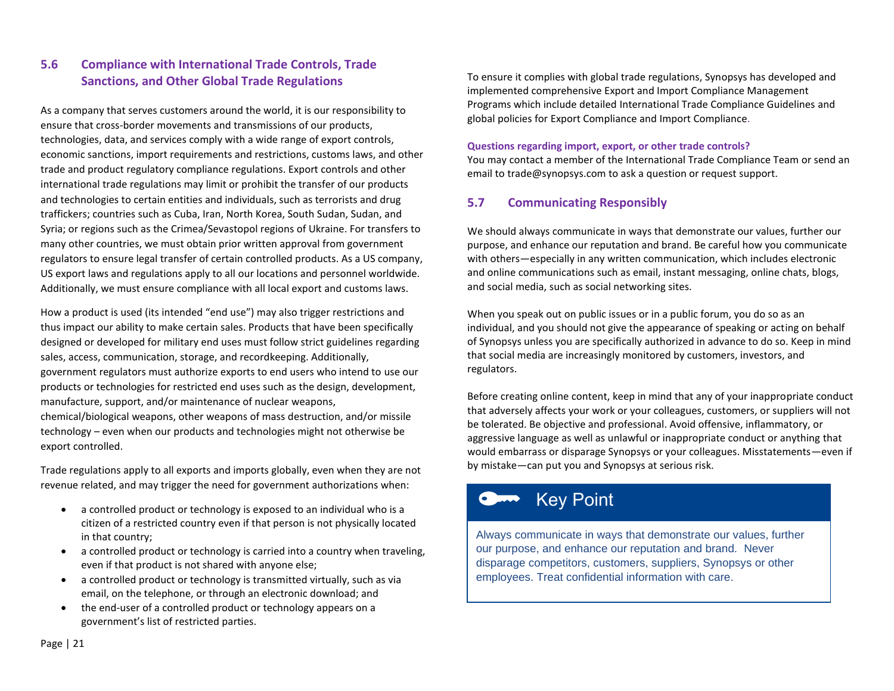## 5.6 Compliance with International Trade Controls, Trade Sanctions, and Other Global Trade Regulations

As a company that serves customers around the world, it is our responsibility to ensure that cross-border movements and transmissions of our products, technologies, data, and services comply with a wide range of export controls, economic sanctions, import requirements and restrictions, customs laws, and other trade and product regulatory compliance regulations. Export controls and other international trade regulations may limit or prohibit the transfer of our products and technologies to certain entities and individuals, such as terrorists and drug traffickers; countries such as Cuba, Iran, North Korea, South Sudan, Sudan, and Syria; or regions such as the Crimea/Sevastopol regions of Ukraine. For transfers to many other countries, we must obtain prior written approval from government regulators to ensure legal transfer of certain controlled products. As a US company, US export laws and regulations apply to all our locations and personnel worldwide. Additionally, we must ensure compliance with all local export and customs laws.

How a product is used (its intended "end use") may also trigger restrictions and thus impact our ability to make certain sales. Products that have been specifically designed or developed for military end uses must follow strict guidelines regarding sales, access, communication, storage, and recordkeeping. Additionally, government regulators must authorize exports to end users who intend to use our products or technologies for restricted end uses such as the design, development, manufacture, support, and/or maintenance of nuclear weapons, chemical/biological weapons, other weapons of mass destruction, and/or missile technology – even when our products and technologies might not otherwise be export controlled.

Trade regulations apply to all exports and imports globally, even when they are not revenue related, and may trigger the need for government authorizations when:

- a controlled product or technology is exposed to an individual who is a citizen of a restricted country even if that person is not physically located in that country;
- a controlled product or technology is carried into a country when traveling, even if that product is not shared with anyone else;
- a controlled product or technology is transmitted virtually, such as via email, on the telephone, or through an electronic download; and
- the end-user of a controlled product or technology appears on a government's list of restricted parties.

To ensure it complies with global trade regulations, Synopsys has developed and implemented comprehensive Export and Import Compliance Management Programs which include detailed International Trade Compliance Guidelines and global policies for Export Compliance and Import Compliance.

**Questions regarding import, export, or other trade controls?**
You may contact a member of the International Trade Compliance Team or send an email to trade@synopsys.com to ask a question or request support.

## 5.7 Communicating Responsibly

We should always communicate in ways that demonstrate our values, further our purpose, and enhance our reputation and brand. Be careful how you communicate with others—especially in any written communication, which includes electronic and online communications such as email, instant messaging, online chats, blogs, and social media, such as social networking sites.

When you speak out on public issues or in a public forum, you do so as an individual, and you should not give the appearance of speaking or acting on behalf of Synopsys unless you are specifically authorized in advance to do so. Keep in mind that social media are increasingly monitored by customers, investors, and regulators.

Before creating online content, keep in mind that any of your inappropriate conduct that adversely affects your work or your colleagues, customers, or suppliers will not be tolerated. Be objective and professional. Avoid offensive, inflammatory, or aggressive language as well as unlawful or inappropriate conduct or anything that would embarrass or disparage Synopsys or your colleagues. Misstatements—even if by mistake—can put you and Synopsys at serious risk.

**Key Point**

Always communicate in ways that demonstrate our values, further our purpose, and enhance our reputation and brand. Never disparage competitors, customers, suppliers, Synopsys or other employees. Treat confidential information with care.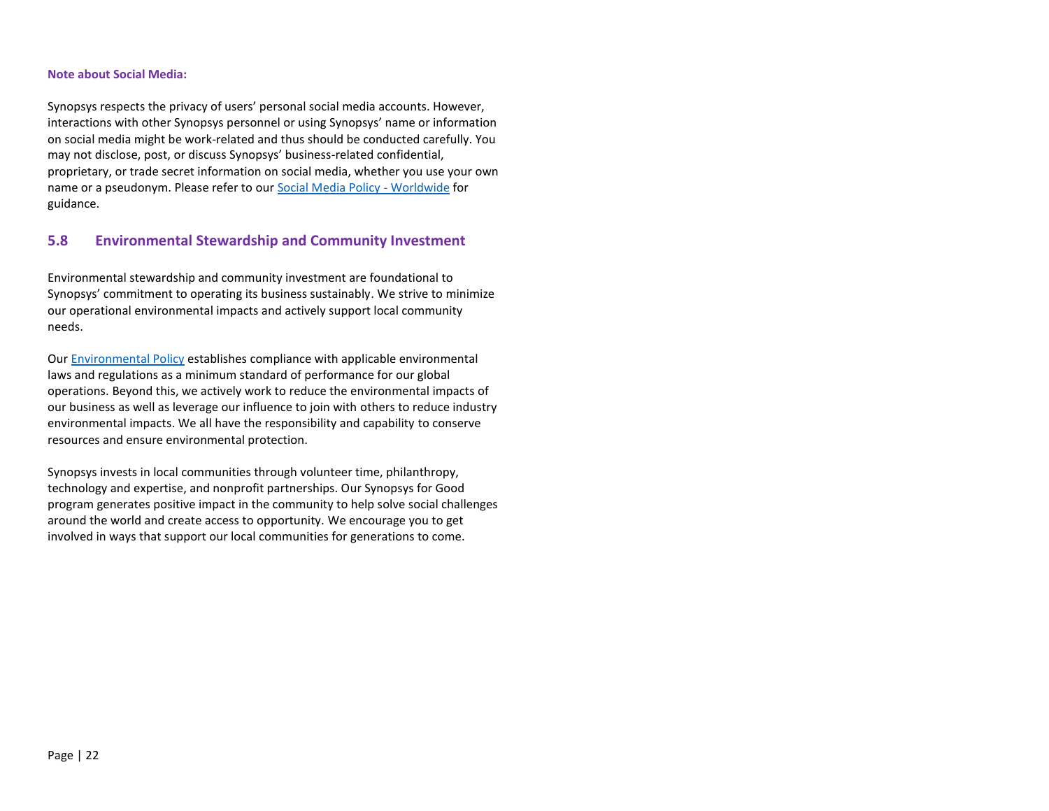**Note about Social Media:**

Synopsys respects the privacy of users' personal social media accounts. However, interactions with other Synopsys personnel or using Synopsys' name or information on social media might be work-related and thus should be conducted carefully. You may not disclose, post, or discuss Synopsys' business-related confidential, proprietary, or trade secret information on social media, whether you use your own name or a pseudonym. Please refer to our Social Media Policy - Worldwide for guidance.

## 5.8 Environmental Stewardship and Community Investment

Environmental stewardship and community investment are foundational to Synopsys' commitment to operating its business sustainably. We strive to minimize our operational environmental impacts and actively support local community needs.

Our Environmental Policy establishes compliance with applicable environmental laws and regulations as a minimum standard of performance for our global operations. Beyond this, we actively work to reduce the environmental impacts of our business as well as leverage our influence to join with others to reduce industry environmental impacts. We all have the responsibility and capability to conserve resources and ensure environmental protection.

Synopsys invests in local communities through volunteer time, philanthropy, technology and expertise, and nonprofit partnerships. Our Synopsys for Good program generates positive impact in the community to help solve social challenges around the world and create access to opportunity. We encourage you to get involved in ways that support our local communities for generations to come.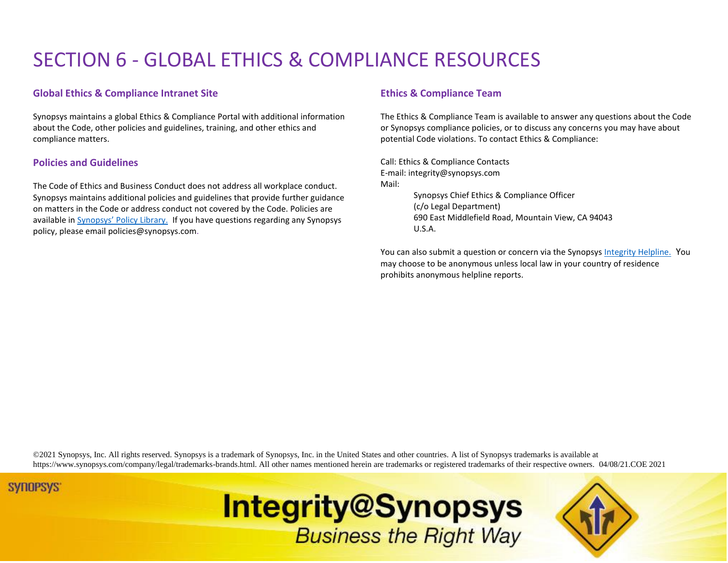# SECTION 6 - GLOBAL ETHICS & COMPLIANCE RESOURCES

### Global Ethics & Compliance Intranet Site

Synopsys maintains a global Ethics & Compliance Portal with additional information about the Code, other policies and guidelines, training, and other ethics and compliance matters.

### Policies and Guidelines

The Code of Ethics and Business Conduct does not address all workplace conduct. Synopsys maintains additional policies and guidelines that provide further guidance on matters in the Code or address conduct not covered by the Code. Policies are available in Synopsys' Policy Library. If you have questions regarding any Synopsys policy, please email policies@synopsys.com.

### Ethics & Compliance Team

The Ethics & Compliance Team is available to answer any questions about the Code or Synopsys compliance policies, or to discuss any concerns you may have about potential Code violations. To contact Ethics & Compliance:

Call: Ethics & Compliance Contacts
E-mail: integrity@synopsys.com
Mail:

Synopsys Chief Ethics & Compliance Officer
(c/o Legal Department)
690 East Middlefield Road, Mountain View, CA 94043
U.S.A.

You can also submit a question or concern via the Synopsys Integrity Helpline. You may choose to be anonymous unless local law in your country of residence prohibits anonymous helpline reports.

©2021 Synopsys, Inc. All rights reserved. Synopsys is a trademark of Synopsys, Inc. in the United States and other countries. A list of Synopsys trademarks is available at https://www.synopsys.com/company/legal/trademarks-brands.html. All other names mentioned herein are trademarks or registered trademarks of their respective owners. 04/08/21.COE 2021